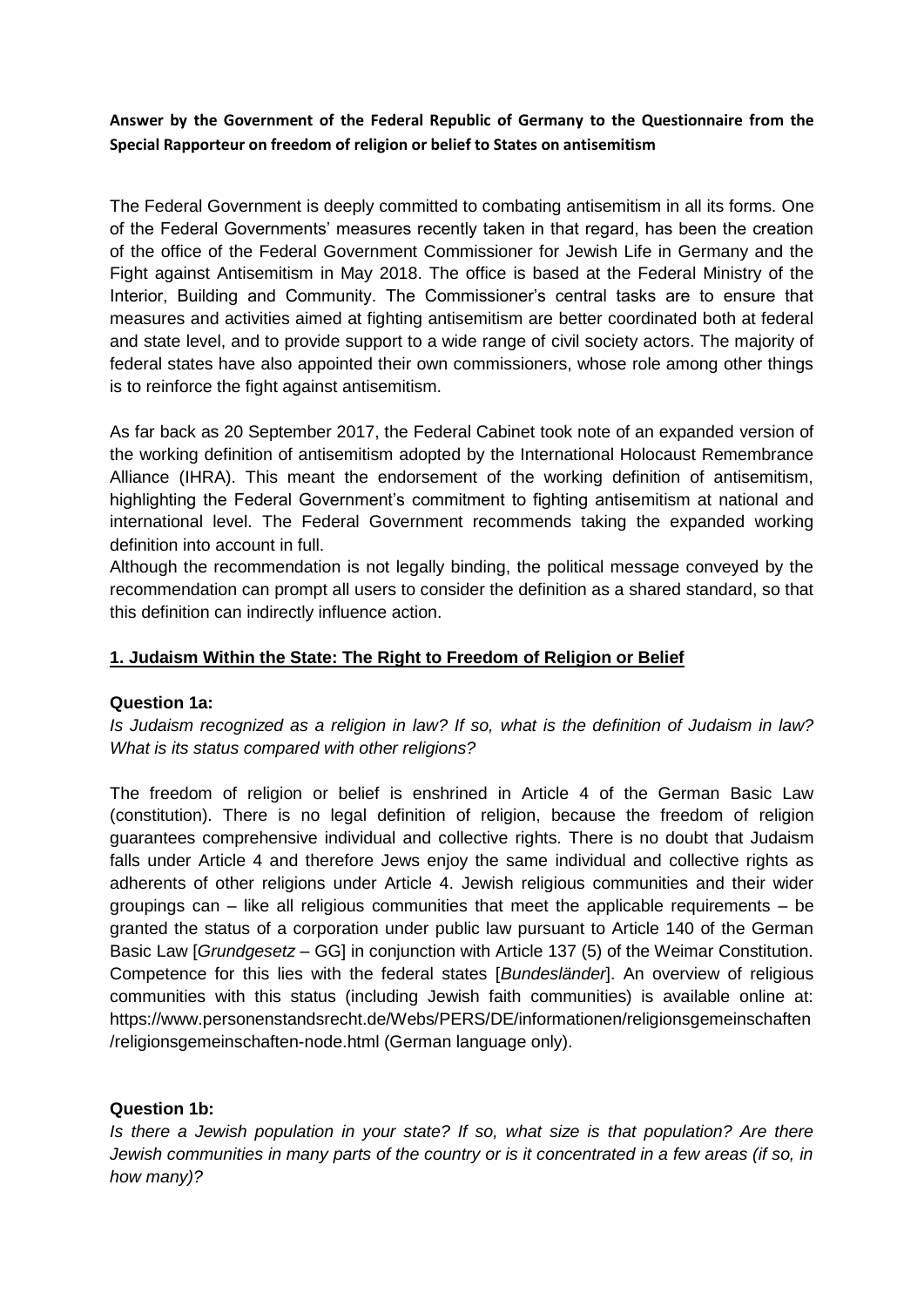**Answer by the Government of the Federal Republic of Germany to the Questionnaire from the Special Rapporteur on freedom of religion or belief to States on antisemitism**

The Federal Government is deeply committed to combating antisemitism in all its forms. One of the Federal Governments' measures recently taken in that regard, has been the creation of the office of the Federal Government Commissioner for Jewish Life in Germany and the Fight against Antisemitism in May 2018. The office is based at the Federal Ministry of the Interior, Building and Community. The Commissioner's central tasks are to ensure that measures and activities aimed at fighting antisemitism are better coordinated both at federal and state level, and to provide support to a wide range of civil society actors. The majority of federal states have also appointed their own commissioners, whose role among other things is to reinforce the fight against antisemitism.

As far back as 20 September 2017, the Federal Cabinet took note of an expanded version of the working definition of antisemitism adopted by the International Holocaust Remembrance Alliance (IHRA). This meant the endorsement of the working definition of antisemitism, highlighting the Federal Government's commitment to fighting antisemitism at national and international level. The Federal Government recommends taking the expanded working definition into account in full.

Although the recommendation is not legally binding, the political message conveyed by the recommendation can prompt all users to consider the definition as a shared standard, so that this definition can indirectly influence action.

## 1. Judaism Within the State: The Right to Freedom of Religion or Belief

### Question 1a:

*Is Judaism recognized as a religion in law? If so, what is the definition of Judaism in law? What is its status compared with other religions?*

The freedom of religion or belief is enshrined in Article 4 of the German Basic Law (constitution). There is no legal definition of religion, because the freedom of religion guarantees comprehensive individual and collective rights. There is no doubt that Judaism falls under Article 4 and therefore Jews enjoy the same individual and collective rights as adherents of other religions under Article 4. Jewish religious communities and their wider groupings can – like all religious communities that meet the applicable requirements – be granted the status of a corporation under public law pursuant to Article 140 of the German Basic Law [*Grundgesetz* – GG] in conjunction with Article 137 (5) of the Weimar Constitution. Competence for this lies with the federal states [*Bundesländer*]. An overview of religious communities with this status (including Jewish faith communities) is available online at: https://www.personenstandsrecht.de/Webs/PERS/DE/informationen/religionsgemeinschaften/religionsgemeinschaften-node.html (German language only).

### Question 1b:

*Is there a Jewish population in your state? If so, what size is that population? Are there Jewish communities in many parts of the country or is it concentrated in a few areas (if so, in how many)?*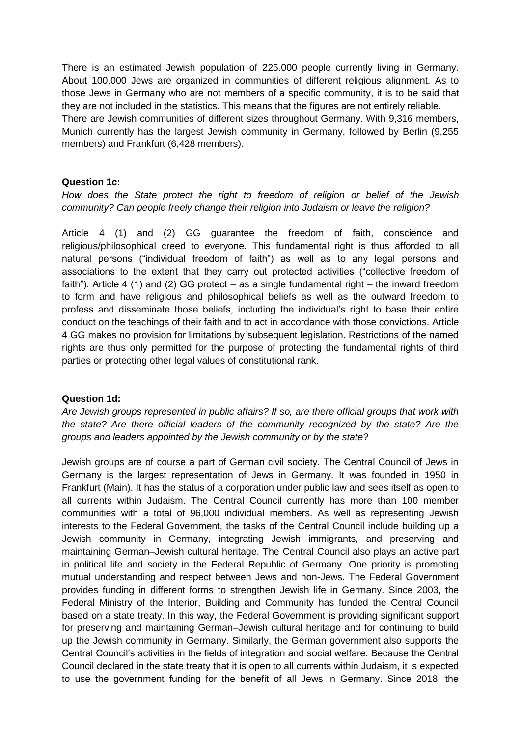There is an estimated Jewish population of 225.000 people currently living in Germany. About 100.000 Jews are organized in communities of different religious alignment. As to those Jews in Germany who are not members of a specific community, it is to be said that they are not included in the statistics. This means that the figures are not entirely reliable.
There are Jewish communities of different sizes throughout Germany. With 9,316 members, Munich currently has the largest Jewish community in Germany, followed by Berlin (9,255 members) and Frankfurt (6,428 members).

**Question 1c:**

*How does the State protect the right to freedom of religion or belief of the Jewish community? Can people freely change their religion into Judaism or leave the religion?*

Article 4 (1) and (2) GG guarantee the freedom of faith, conscience and religious/philosophical creed to everyone. This fundamental right is thus afforded to all natural persons ("individual freedom of faith") as well as to any legal persons and associations to the extent that they carry out protected activities ("collective freedom of faith"). Article 4 (1) and (2) GG protect – as a single fundamental right – the inward freedom to form and have religious and philosophical beliefs as well as the outward freedom to profess and disseminate those beliefs, including the individual's right to base their entire conduct on the teachings of their faith and to act in accordance with those convictions. Article 4 GG makes no provision for limitations by subsequent legislation. Restrictions of the named rights are thus only permitted for the purpose of protecting the fundamental rights of third parties or protecting other legal values of constitutional rank.

**Question 1d:**

*Are Jewish groups represented in public affairs? If so, are there official groups that work with the state? Are there official leaders of the community recognized by the state? Are the groups and leaders appointed by the Jewish community or by the state*?

Jewish groups are of course a part of German civil society. The Central Council of Jews in Germany is the largest representation of Jews in Germany. It was founded in 1950 in Frankfurt (Main). It has the status of a corporation under public law and sees itself as open to all currents within Judaism. The Central Council currently has more than 100 member communities with a total of 96,000 individual members. As well as representing Jewish interests to the Federal Government, the tasks of the Central Council include building up a Jewish community in Germany, integrating Jewish immigrants, and preserving and maintaining German–Jewish cultural heritage. The Central Council also plays an active part in political life and society in the Federal Republic of Germany. One priority is promoting mutual understanding and respect between Jews and non-Jews. The Federal Government provides funding in different forms to strengthen Jewish life in Germany. Since 2003, the Federal Ministry of the Interior, Building and Community has funded the Central Council based on a state treaty. In this way, the Federal Government is providing significant support for preserving and maintaining German–Jewish cultural heritage and for continuing to build up the Jewish community in Germany. Similarly, the German government also supports the Central Council's activities in the fields of integration and social welfare. Because the Central Council declared in the state treaty that it is open to all currents within Judaism, it is expected to use the government funding for the benefit of all Jews in Germany. Since 2018, the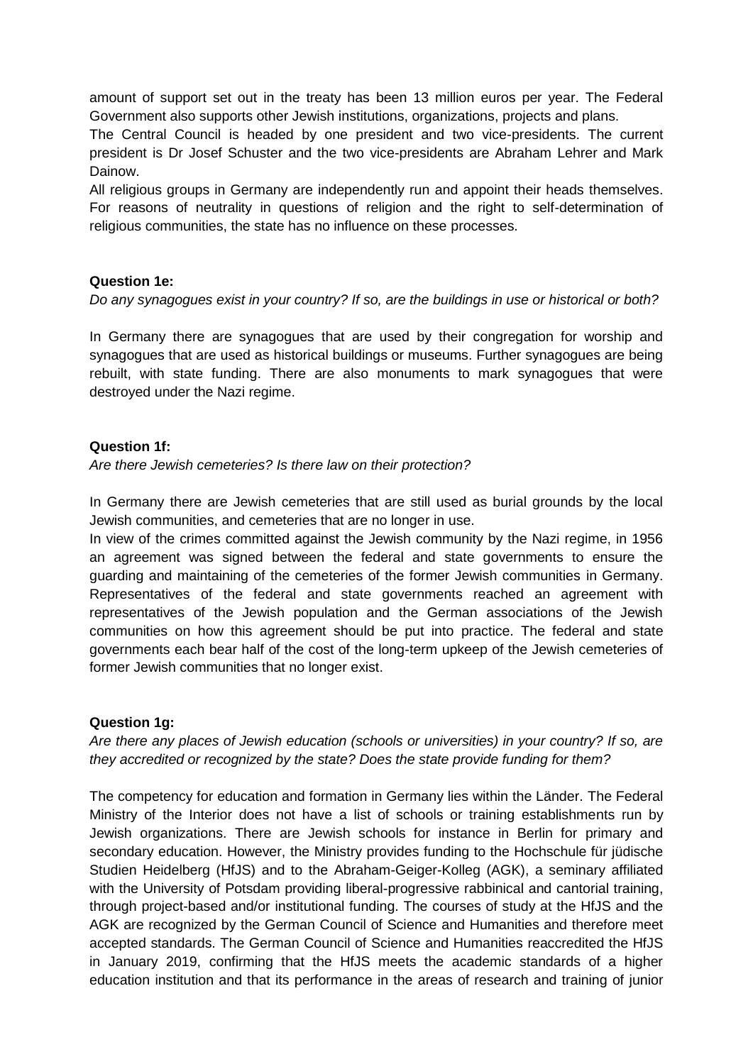amount of support set out in the treaty has been 13 million euros per year. The Federal Government also supports other Jewish institutions, organizations, projects and plans.

The Central Council is headed by one president and two vice-presidents. The current president is Dr Josef Schuster and the two vice-presidents are Abraham Lehrer and Mark Dainow.

All religious groups in Germany are independently run and appoint their heads themselves. For reasons of neutrality in questions of religion and the right to self-determination of religious communities, the state has no influence on these processes.

**Question 1e:**

*Do any synagogues exist in your country? If so, are the buildings in use or historical or both?*

In Germany there are synagogues that are used by their congregation for worship and synagogues that are used as historical buildings or museums. Further synagogues are being rebuilt, with state funding. There are also monuments to mark synagogues that were destroyed under the Nazi regime.

**Question 1f:**

*Are there Jewish cemeteries? Is there law on their protection?*

In Germany there are Jewish cemeteries that are still used as burial grounds by the local Jewish communities, and cemeteries that are no longer in use.

In view of the crimes committed against the Jewish community by the Nazi regime, in 1956 an agreement was signed between the federal and state governments to ensure the guarding and maintaining of the cemeteries of the former Jewish communities in Germany. Representatives of the federal and state governments reached an agreement with representatives of the Jewish population and the German associations of the Jewish communities on how this agreement should be put into practice. The federal and state governments each bear half of the cost of the long-term upkeep of the Jewish cemeteries of former Jewish communities that no longer exist.

**Question 1g:**

*Are there any places of Jewish education (schools or universities) in your country? If so, are they accredited or recognized by the state? Does the state provide funding for them?*

The competency for education and formation in Germany lies within the Länder. The Federal Ministry of the Interior does not have a list of schools or training establishments run by Jewish organizations. There are Jewish schools for instance in Berlin for primary and secondary education. However, the Ministry provides funding to the Hochschule für jüdische Studien Heidelberg (HfJS) and to the Abraham-Geiger-Kolleg (AGK), a seminary affiliated with the University of Potsdam providing liberal-progressive rabbinical and cantorial training, through project-based and/or institutional funding. The courses of study at the HfJS and the AGK are recognized by the German Council of Science and Humanities and therefore meet accepted standards. The German Council of Science and Humanities reaccredited the HfJS in January 2019, confirming that the HfJS meets the academic standards of a higher education institution and that its performance in the areas of research and training of junior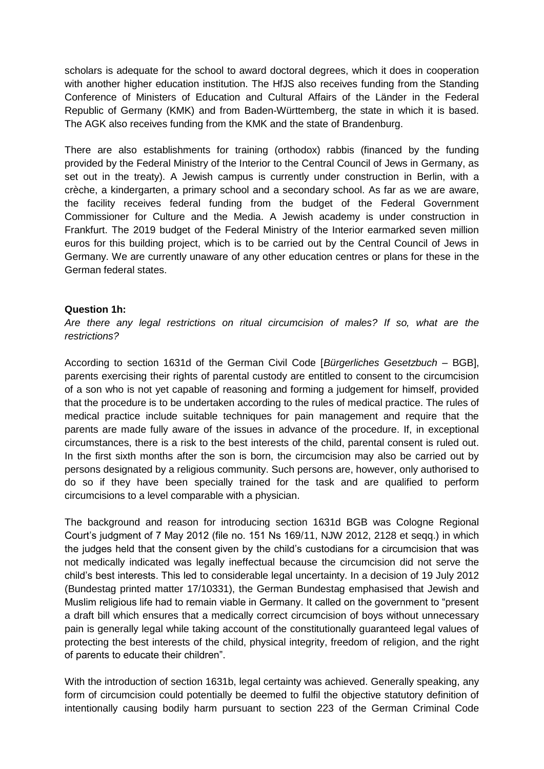scholars is adequate for the school to award doctoral degrees, which it does in cooperation with another higher education institution. The HfJS also receives funding from the Standing Conference of Ministers of Education and Cultural Affairs of the Länder in the Federal Republic of Germany (KMK) and from Baden-Württemberg, the state in which it is based. The AGK also receives funding from the KMK and the state of Brandenburg.

There are also establishments for training (orthodox) rabbis (financed by the funding provided by the Federal Ministry of the Interior to the Central Council of Jews in Germany, as set out in the treaty). A Jewish campus is currently under construction in Berlin, with a crèche, a kindergarten, a primary school and a secondary school. As far as we are aware, the facility receives federal funding from the budget of the Federal Government Commissioner for Culture and the Media. A Jewish academy is under construction in Frankfurt. The 2019 budget of the Federal Ministry of the Interior earmarked seven million euros for this building project, which is to be carried out by the Central Council of Jews in Germany. We are currently unaware of any other education centres or plans for these in the German federal states.

**Question 1h:**

*Are there any legal restrictions on ritual circumcision of males? If so, what are the restrictions?*

According to section 1631d of the German Civil Code [*Bürgerliches Gesetzbuch* – BGB], parents exercising their rights of parental custody are entitled to consent to the circumcision of a son who is not yet capable of reasoning and forming a judgement for himself, provided that the procedure is to be undertaken according to the rules of medical practice. The rules of medical practice include suitable techniques for pain management and require that the parents are made fully aware of the issues in advance of the procedure. If, in exceptional circumstances, there is a risk to the best interests of the child, parental consent is ruled out. In the first sixth months after the son is born, the circumcision may also be carried out by persons designated by a religious community. Such persons are, however, only authorised to do so if they have been specially trained for the task and are qualified to perform circumcisions to a level comparable with a physician.

The background and reason for introducing section 1631d BGB was Cologne Regional Court's judgment of 7 May 2012 (file no. 151 Ns 169/11, NJW 2012, 2128 et seqq.) in which the judges held that the consent given by the child's custodians for a circumcision that was not medically indicated was legally ineffectual because the circumcision did not serve the child's best interests. This led to considerable legal uncertainty. In a decision of 19 July 2012 (Bundestag printed matter 17/10331), the German Bundestag emphasised that Jewish and Muslim religious life had to remain viable in Germany. It called on the government to "present a draft bill which ensures that a medically correct circumcision of boys without unnecessary pain is generally legal while taking account of the constitutionally guaranteed legal values of protecting the best interests of the child, physical integrity, freedom of religion, and the right of parents to educate their children".

With the introduction of section 1631b, legal certainty was achieved. Generally speaking, any form of circumcision could potentially be deemed to fulfil the objective statutory definition of intentionally causing bodily harm pursuant to section 223 of the German Criminal Code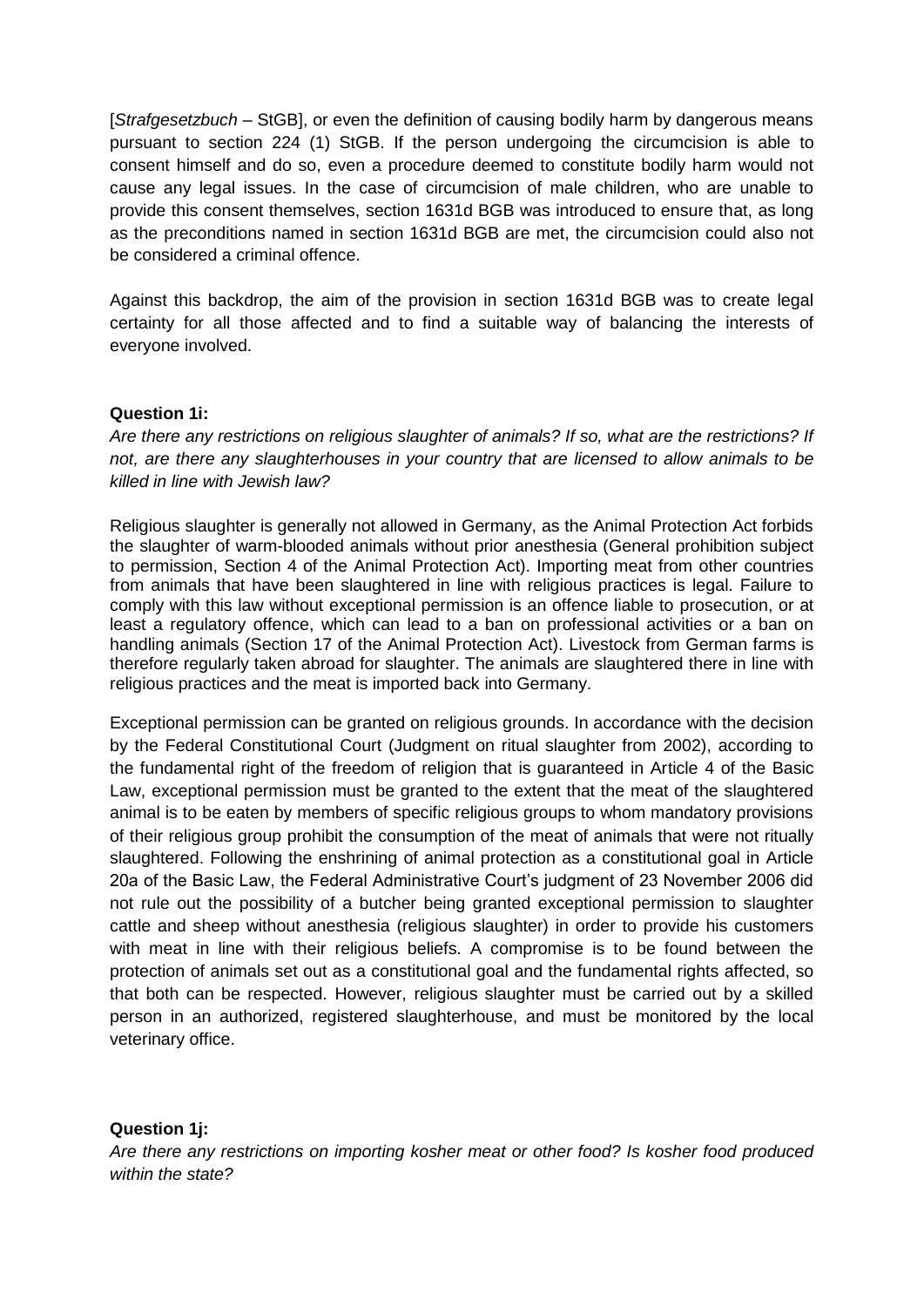[*Strafgesetzbuch* – StGB], or even the definition of causing bodily harm by dangerous means pursuant to section 224 (1) StGB. If the person undergoing the circumcision is able to consent himself and do so, even a procedure deemed to constitute bodily harm would not cause any legal issues. In the case of circumcision of male children, who are unable to provide this consent themselves, section 1631d BGB was introduced to ensure that, as long as the preconditions named in section 1631d BGB are met, the circumcision could also not be considered a criminal offence.

Against this backdrop, the aim of the provision in section 1631d BGB was to create legal certainty for all those affected and to find a suitable way of balancing the interests of everyone involved.

**Question 1i:**

*Are there any restrictions on religious slaughter of animals? If so, what are the restrictions? If not, are there any slaughterhouses in your country that are licensed to allow animals to be killed in line with Jewish law?*

Religious slaughter is generally not allowed in Germany, as the Animal Protection Act forbids the slaughter of warm-blooded animals without prior anesthesia (General prohibition subject to permission, Section 4 of the Animal Protection Act). Importing meat from other countries from animals that have been slaughtered in line with religious practices is legal. Failure to comply with this law without exceptional permission is an offence liable to prosecution, or at least a regulatory offence, which can lead to a ban on professional activities or a ban on handling animals (Section 17 of the Animal Protection Act). Livestock from German farms is therefore regularly taken abroad for slaughter. The animals are slaughtered there in line with religious practices and the meat is imported back into Germany.

Exceptional permission can be granted on religious grounds. In accordance with the decision by the Federal Constitutional Court (Judgment on ritual slaughter from 2002), according to the fundamental right of the freedom of religion that is guaranteed in Article 4 of the Basic Law, exceptional permission must be granted to the extent that the meat of the slaughtered animal is to be eaten by members of specific religious groups to whom mandatory provisions of their religious group prohibit the consumption of the meat of animals that were not ritually slaughtered. Following the enshrining of animal protection as a constitutional goal in Article 20a of the Basic Law, the Federal Administrative Court's judgment of 23 November 2006 did not rule out the possibility of a butcher being granted exceptional permission to slaughter cattle and sheep without anesthesia (religious slaughter) in order to provide his customers with meat in line with their religious beliefs. A compromise is to be found between the protection of animals set out as a constitutional goal and the fundamental rights affected, so that both can be respected. However, religious slaughter must be carried out by a skilled person in an authorized, registered slaughterhouse, and must be monitored by the local veterinary office.

**Question 1j:**

*Are there any restrictions on importing kosher meat or other food? Is kosher food produced within the state?*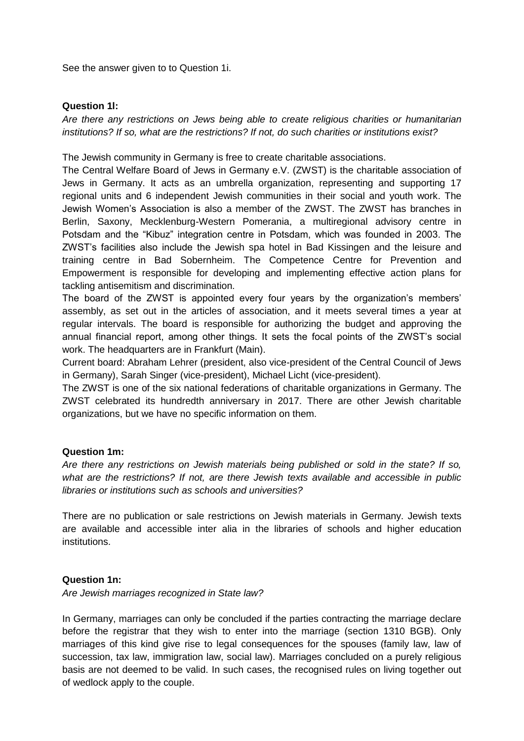See the answer given to to Question 1i.

**Question 1l:**

*Are there any restrictions on Jews being able to create religious charities or humanitarian institutions? If so, what are the restrictions? If not, do such charities or institutions exist?*

The Jewish community in Germany is free to create charitable associations.

The Central Welfare Board of Jews in Germany e.V. (ZWST) is the charitable association of Jews in Germany. It acts as an umbrella organization, representing and supporting 17 regional units and 6 independent Jewish communities in their social and youth work. The Jewish Women's Association is also a member of the ZWST. The ZWST has branches in Berlin, Saxony, Mecklenburg-Western Pomerania, a multiregional advisory centre in Potsdam and the "Kibuz" integration centre in Potsdam, which was founded in 2003. The ZWST's facilities also include the Jewish spa hotel in Bad Kissingen and the leisure and training centre in Bad Sobernheim. The Competence Centre for Prevention and Empowerment is responsible for developing and implementing effective action plans for tackling antisemitism and discrimination.

The board of the ZWST is appointed every four years by the organization's members' assembly, as set out in the articles of association, and it meets several times a year at regular intervals. The board is responsible for authorizing the budget and approving the annual financial report, among other things. It sets the focal points of the ZWST's social work. The headquarters are in Frankfurt (Main).

Current board: Abraham Lehrer (president, also vice-president of the Central Council of Jews in Germany), Sarah Singer (vice-president), Michael Licht (vice-president).

The ZWST is one of the six national federations of charitable organizations in Germany. The ZWST celebrated its hundredth anniversary in 2017. There are other Jewish charitable organizations, but we have no specific information on them.

**Question 1m:**

*Are there any restrictions on Jewish materials being published or sold in the state? If so, what are the restrictions? If not, are there Jewish texts available and accessible in public libraries or institutions such as schools and universities?*

There are no publication or sale restrictions on Jewish materials in Germany. Jewish texts are available and accessible inter alia in the libraries of schools and higher education institutions.

**Question 1n:**

*Are Jewish marriages recognized in State law?*

In Germany, marriages can only be concluded if the parties contracting the marriage declare before the registrar that they wish to enter into the marriage (section 1310 BGB). Only marriages of this kind give rise to legal consequences for the spouses (family law, law of succession, tax law, immigration law, social law). Marriages concluded on a purely religious basis are not deemed to be valid. In such cases, the recognised rules on living together out of wedlock apply to the couple.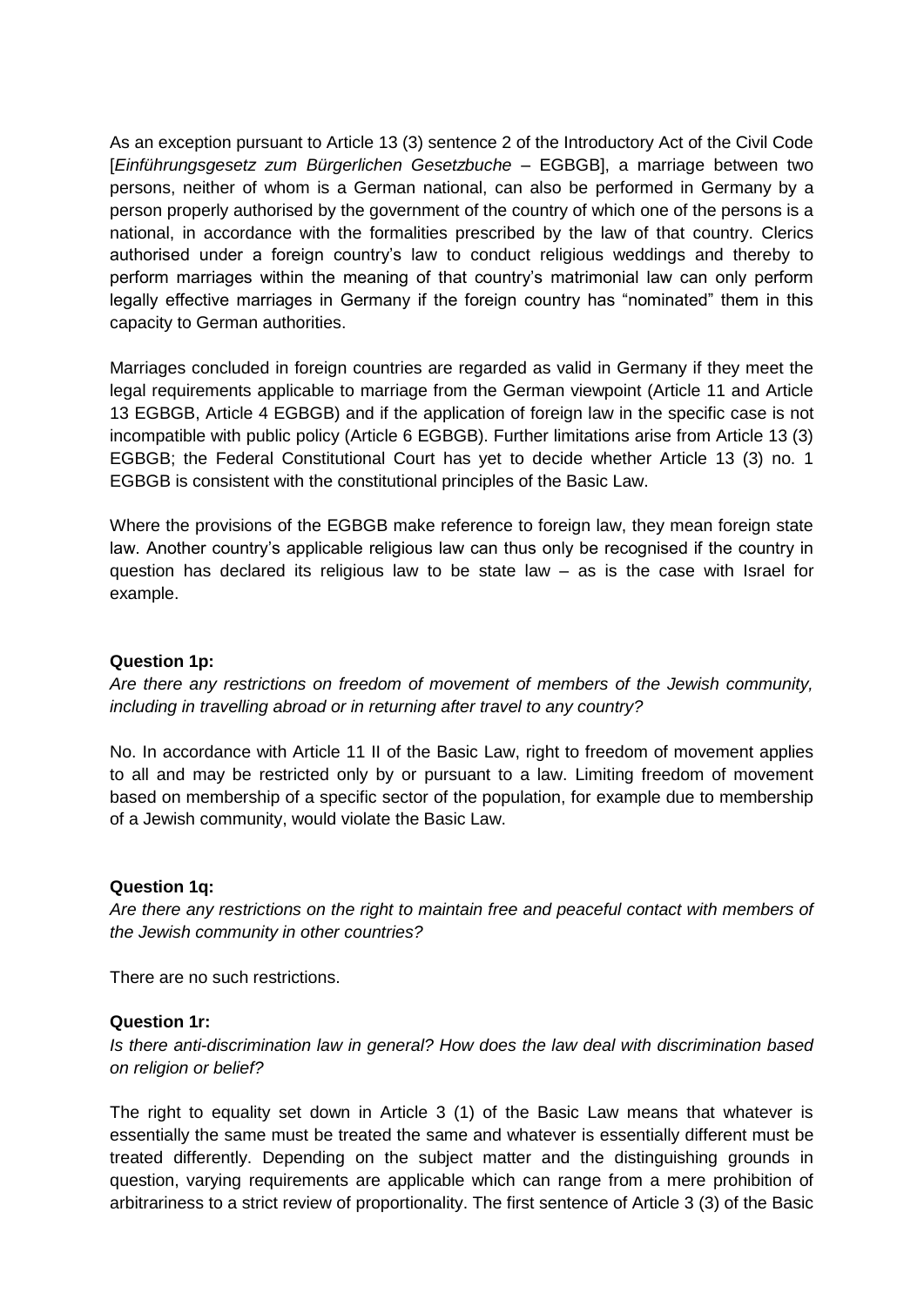As an exception pursuant to Article 13 (3) sentence 2 of the Introductory Act of the Civil Code [*Einführungsgesetz zum Bürgerlichen Gesetzbuche* – EGBGB], a marriage between two persons, neither of whom is a German national, can also be performed in Germany by a person properly authorised by the government of the country of which one of the persons is a national, in accordance with the formalities prescribed by the law of that country. Clerics authorised under a foreign country's law to conduct religious weddings and thereby to perform marriages within the meaning of that country's matrimonial law can only perform legally effective marriages in Germany if the foreign country has "nominated" them in this capacity to German authorities.

Marriages concluded in foreign countries are regarded as valid in Germany if they meet the legal requirements applicable to marriage from the German viewpoint (Article 11 and Article 13 EGBGB, Article 4 EGBGB) and if the application of foreign law in the specific case is not incompatible with public policy (Article 6 EGBGB). Further limitations arise from Article 13 (3) EGBGB; the Federal Constitutional Court has yet to decide whether Article 13 (3) no. 1 EGBGB is consistent with the constitutional principles of the Basic Law.

Where the provisions of the EGBGB make reference to foreign law, they mean foreign state law. Another country's applicable religious law can thus only be recognised if the country in question has declared its religious law to be state law – as is the case with Israel for example.

**Question 1p:**

*Are there any restrictions on freedom of movement of members of the Jewish community, including in travelling abroad or in returning after travel to any country?*

No. In accordance with Article 11 II of the Basic Law, right to freedom of movement applies to all and may be restricted only by or pursuant to a law. Limiting freedom of movement based on membership of a specific sector of the population, for example due to membership of a Jewish community, would violate the Basic Law.

**Question 1q:**

*Are there any restrictions on the right to maintain free and peaceful contact with members of the Jewish community in other countries?*

There are no such restrictions.

**Question 1r:**

*Is there anti-discrimination law in general? How does the law deal with discrimination based on religion or belief?*

The right to equality set down in Article 3 (1) of the Basic Law means that whatever is essentially the same must be treated the same and whatever is essentially different must be treated differently. Depending on the subject matter and the distinguishing grounds in question, varying requirements are applicable which can range from a mere prohibition of arbitrariness to a strict review of proportionality. The first sentence of Article 3 (3) of the Basic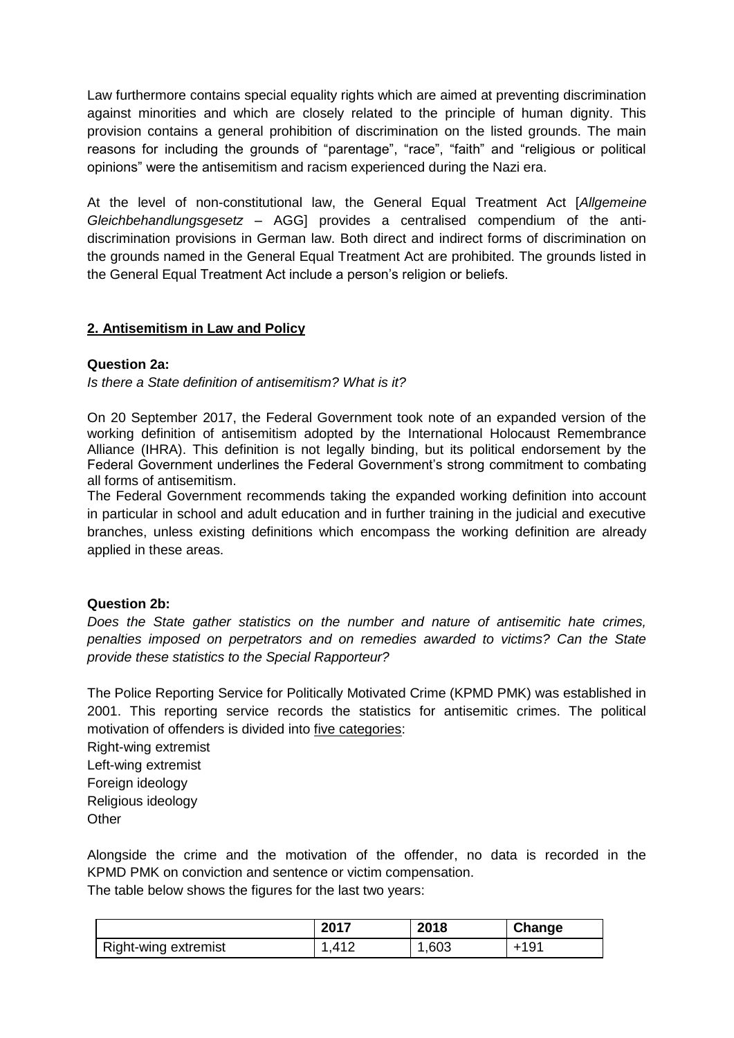Law furthermore contains special equality rights which are aimed at preventing discrimination against minorities and which are closely related to the principle of human dignity. This provision contains a general prohibition of discrimination on the listed grounds. The main reasons for including the grounds of "parentage", "race", "faith" and "religious or political opinions" were the antisemitism and racism experienced during the Nazi era.

At the level of non-constitutional law, the General Equal Treatment Act [*Allgemeine Gleichbehandlungsgesetz* – AGG] provides a centralised compendium of the anti-discrimination provisions in German law. Both direct and indirect forms of discrimination on the grounds named in the General Equal Treatment Act are prohibited. The grounds listed in the General Equal Treatment Act include a person's religion or beliefs.

## 2. Antisemitism in Law and Policy

**Question 2a:**

*Is there a State definition of antisemitism? What is it?*

On 20 September 2017, the Federal Government took note of an expanded version of the working definition of antisemitism adopted by the International Holocaust Remembrance Alliance (IHRA). This definition is not legally binding, but its political endorsement by the Federal Government underlines the Federal Government's strong commitment to combating all forms of antisemitism.

The Federal Government recommends taking the expanded working definition into account in particular in school and adult education and in further training in the judicial and executive branches, unless existing definitions which encompass the working definition are already applied in these areas.

**Question 2b:**

*Does the State gather statistics on the number and nature of antisemitic hate crimes, penalties imposed on perpetrators and on remedies awarded to victims? Can the State provide these statistics to the Special Rapporteur?*

The Police Reporting Service for Politically Motivated Crime (KPMD PMK) was established in 2001. This reporting service records the statistics for antisemitic crimes. The political motivation of offenders is divided into five categories:

Right-wing extremist
Left-wing extremist
Foreign ideology
Religious ideology
Other

Alongside the crime and the motivation of the offender, no data is recorded in the KPMD PMK on conviction and sentence or victim compensation.

The table below shows the figures for the last two years:

| | 2017 | 2018 | Change |
|---|---|---|---|
| Right-wing extremist | 1,412 | 1,603 | +191 |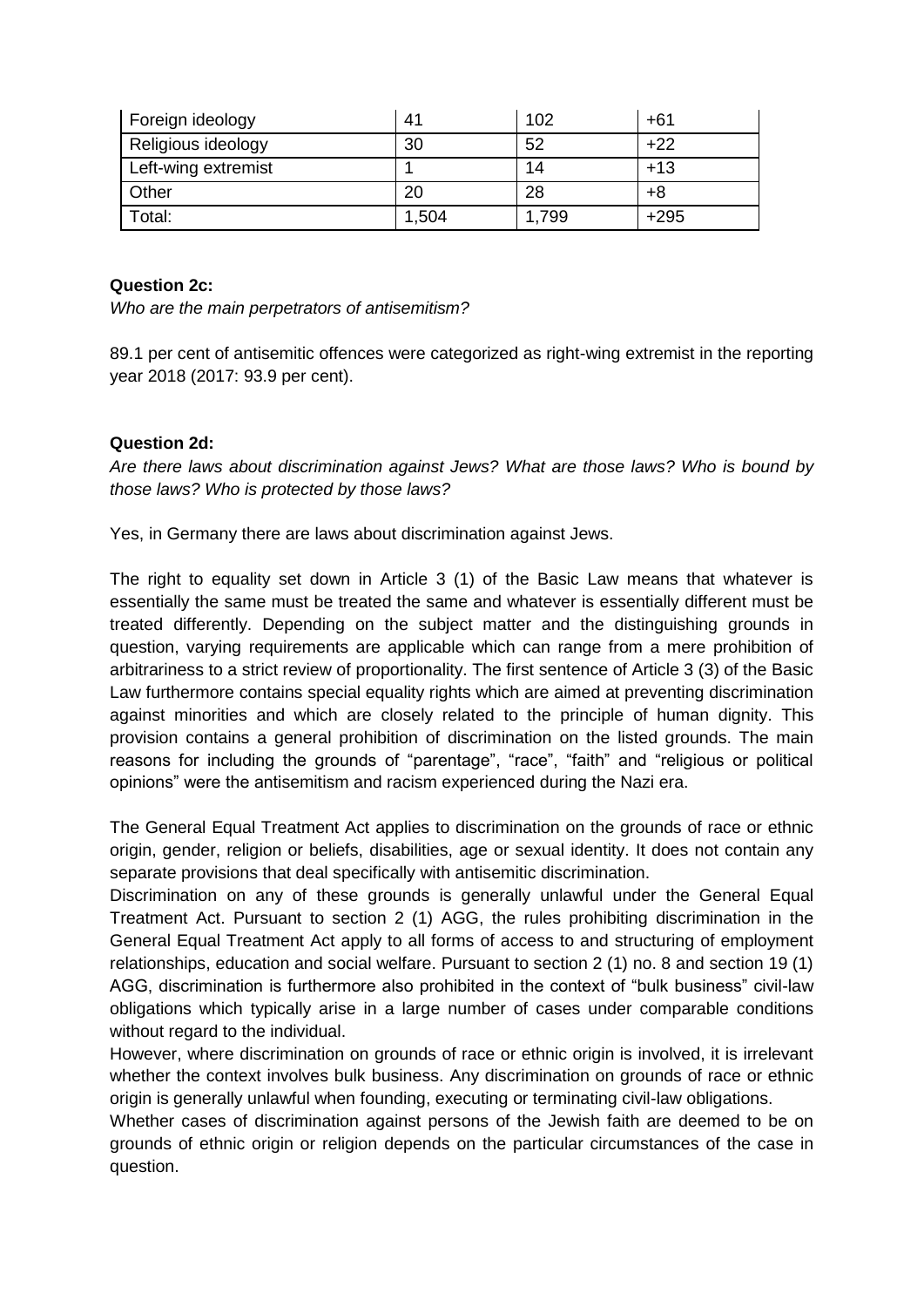| Foreign ideology | 41 | 102 | +61 |
|---|---|---|---|
| Religious ideology | 30 | 52 | +22 |
| Left-wing extremist | 1 | 14 | +13 |
| Other | 20 | 28 | +8 |
| Total: | 1,504 | 1,799 | +295 |

**Question 2c:**

*Who are the main perpetrators of antisemitism?*

89.1 per cent of antisemitic offences were categorized as right-wing extremist in the reporting year 2018 (2017: 93.9 per cent).

**Question 2d:**

*Are there laws about discrimination against Jews? What are those laws? Who is bound by those laws? Who is protected by those laws?*

Yes, in Germany there are laws about discrimination against Jews.

The right to equality set down in Article 3 (1) of the Basic Law means that whatever is essentially the same must be treated the same and whatever is essentially different must be treated differently. Depending on the subject matter and the distinguishing grounds in question, varying requirements are applicable which can range from a mere prohibition of arbitrariness to a strict review of proportionality. The first sentence of Article 3 (3) of the Basic Law furthermore contains special equality rights which are aimed at preventing discrimination against minorities and which are closely related to the principle of human dignity. This provision contains a general prohibition of discrimination on the listed grounds. The main reasons for including the grounds of "parentage", "race", "faith" and "religious or political opinions" were the antisemitism and racism experienced during the Nazi era.

The General Equal Treatment Act applies to discrimination on the grounds of race or ethnic origin, gender, religion or beliefs, disabilities, age or sexual identity. It does not contain any separate provisions that deal specifically with antisemitic discrimination.

Discrimination on any of these grounds is generally unlawful under the General Equal Treatment Act. Pursuant to section 2 (1) AGG, the rules prohibiting discrimination in the General Equal Treatment Act apply to all forms of access to and structuring of employment relationships, education and social welfare. Pursuant to section 2 (1) no. 8 and section 19 (1) AGG, discrimination is furthermore also prohibited in the context of "bulk business" civil-law obligations which typically arise in a large number of cases under comparable conditions without regard to the individual.

However, where discrimination on grounds of race or ethnic origin is involved, it is irrelevant whether the context involves bulk business. Any discrimination on grounds of race or ethnic origin is generally unlawful when founding, executing or terminating civil-law obligations.

Whether cases of discrimination against persons of the Jewish faith are deemed to be on grounds of ethnic origin or religion depends on the particular circumstances of the case in question.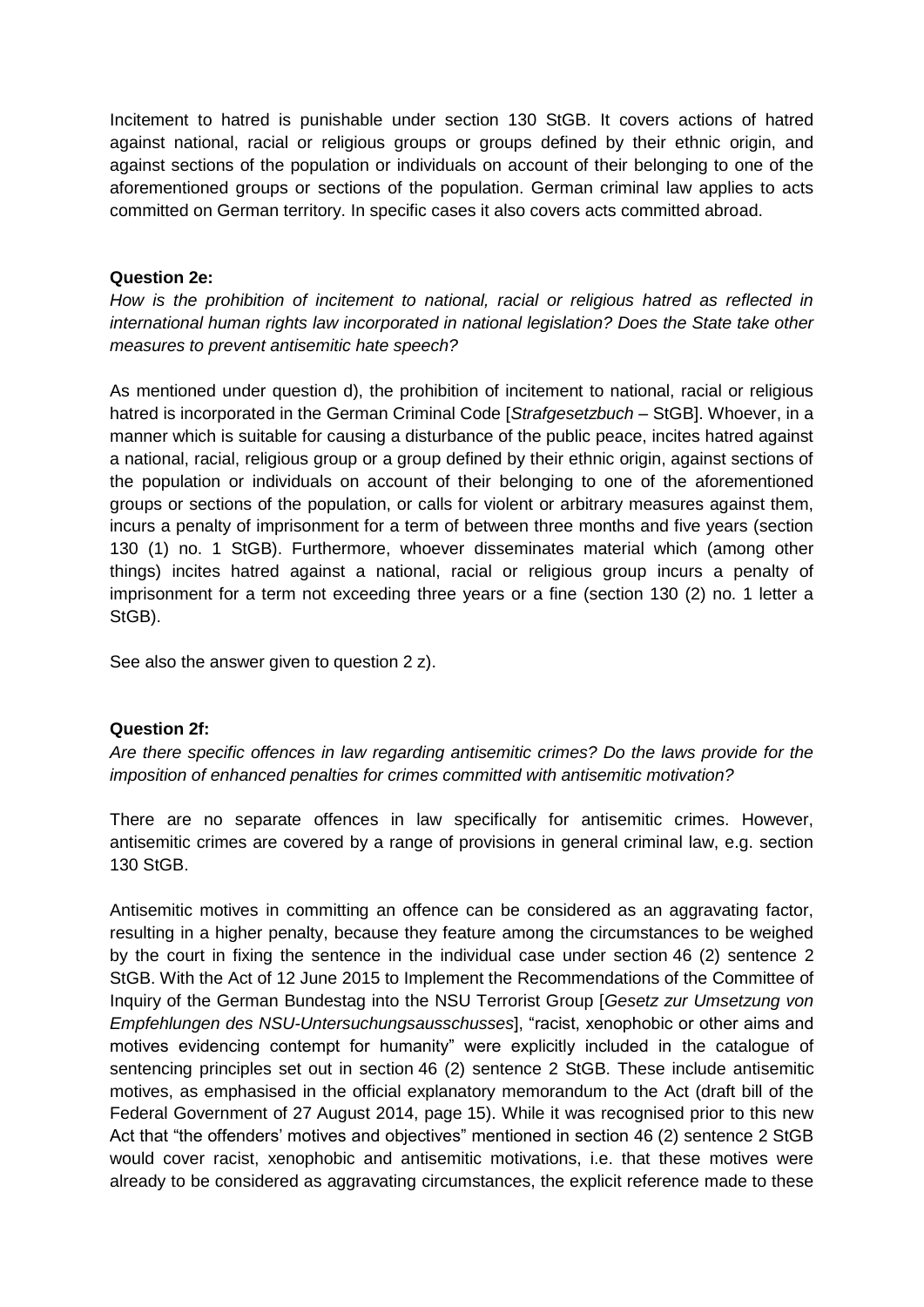Incitement to hatred is punishable under section 130 StGB. It covers actions of hatred against national, racial or religious groups or groups defined by their ethnic origin, and against sections of the population or individuals on account of their belonging to one of the aforementioned groups or sections of the population. German criminal law applies to acts committed on German territory. In specific cases it also covers acts committed abroad.

**Question 2e:**

*How is the prohibition of incitement to national, racial or religious hatred as reflected in international human rights law incorporated in national legislation? Does the State take other measures to prevent antisemitic hate speech?*

As mentioned under question d), the prohibition of incitement to national, racial or religious hatred is incorporated in the German Criminal Code [*Strafgesetzbuch* – StGB]. Whoever, in a manner which is suitable for causing a disturbance of the public peace, incites hatred against a national, racial, religious group or a group defined by their ethnic origin, against sections of the population or individuals on account of their belonging to one of the aforementioned groups or sections of the population, or calls for violent or arbitrary measures against them, incurs a penalty of imprisonment for a term of between three months and five years (section 130 (1) no. 1 StGB). Furthermore, whoever disseminates material which (among other things) incites hatred against a national, racial or religious group incurs a penalty of imprisonment for a term not exceeding three years or a fine (section 130 (2) no. 1 letter a StGB).

See also the answer given to question 2 z).

**Question 2f:**

*Are there specific offences in law regarding antisemitic crimes? Do the laws provide for the imposition of enhanced penalties for crimes committed with antisemitic motivation?*

There are no separate offences in law specifically for antisemitic crimes. However, antisemitic crimes are covered by a range of provisions in general criminal law, e.g. section 130 StGB.

Antisemitic motives in committing an offence can be considered as an aggravating factor, resulting in a higher penalty, because they feature among the circumstances to be weighed by the court in fixing the sentence in the individual case under section 46 (2) sentence 2 StGB. With the Act of 12 June 2015 to Implement the Recommendations of the Committee of Inquiry of the German Bundestag into the NSU Terrorist Group [*Gesetz zur Umsetzung von Empfehlungen des NSU-Untersuchungsausschusses*], "racist, xenophobic or other aims and motives evidencing contempt for humanity" were explicitly included in the catalogue of sentencing principles set out in section 46 (2) sentence 2 StGB. These include antisemitic motives, as emphasised in the official explanatory memorandum to the Act (draft bill of the Federal Government of 27 August 2014, page 15). While it was recognised prior to this new Act that "the offenders' motives and objectives" mentioned in section 46 (2) sentence 2 StGB would cover racist, xenophobic and antisemitic motivations, i.e. that these motives were already to be considered as aggravating circumstances, the explicit reference made to these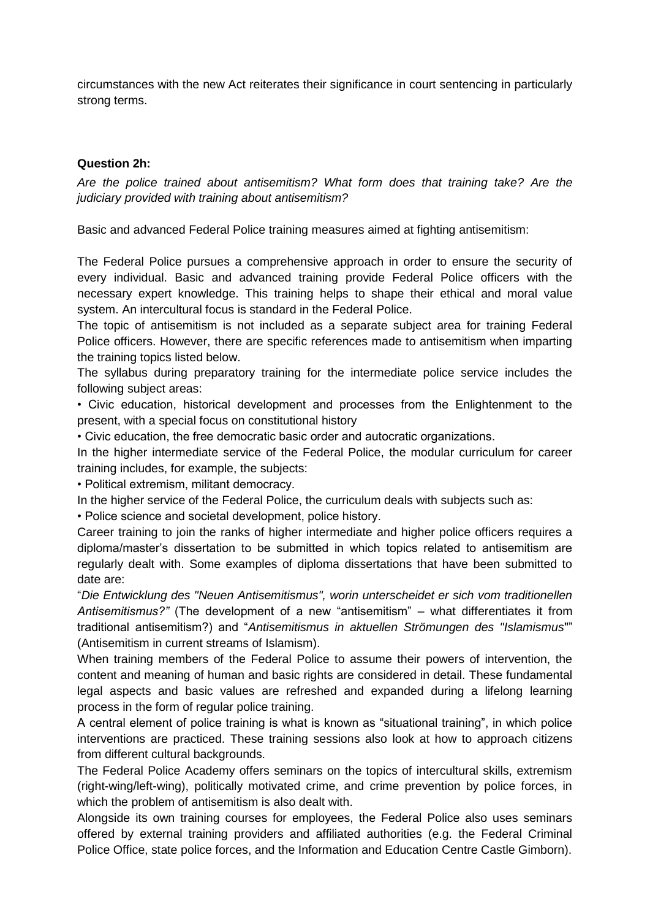circumstances with the new Act reiterates their significance in court sentencing in particularly strong terms.

**Question 2h:**

*Are the police trained about antisemitism? What form does that training take? Are the judiciary provided with training about antisemitism?*

Basic and advanced Federal Police training measures aimed at fighting antisemitism:

The Federal Police pursues a comprehensive approach in order to ensure the security of every individual. Basic and advanced training provide Federal Police officers with the necessary expert knowledge. This training helps to shape their ethical and moral value system. An intercultural focus is standard in the Federal Police.

The topic of antisemitism is not included as a separate subject area for training Federal Police officers. However, there are specific references made to antisemitism when imparting the training topics listed below.

The syllabus during preparatory training for the intermediate police service includes the following subject areas:

- Civic education, historical development and processes from the Enlightenment to the present, with a special focus on constitutional history
- Civic education, the free democratic basic order and autocratic organizations.

In the higher intermediate service of the Federal Police, the modular curriculum for career training includes, for example, the subjects:

- Political extremism, militant democracy.

In the higher service of the Federal Police, the curriculum deals with subjects such as:

- Police science and societal development, police history.

Career training to join the ranks of higher intermediate and higher police officers requires a diploma/master's dissertation to be submitted in which topics related to antisemitism are regularly dealt with. Some examples of diploma dissertations that have been submitted to date are:

"*Die Entwicklung des "Neuen Antisemitismus", worin unterscheidet er sich vom traditionellen Antisemitismus?"* (The development of a new "antisemitism" – what differentiates it from traditional antisemitism?) and "*Antisemitismus in aktuellen Strömungen des "Islamismus*"" (Antisemitism in current streams of Islamism).

When training members of the Federal Police to assume their powers of intervention, the content and meaning of human and basic rights are considered in detail. These fundamental legal aspects and basic values are refreshed and expanded during a lifelong learning process in the form of regular police training.

A central element of police training is what is known as "situational training", in which police interventions are practiced. These training sessions also look at how to approach citizens from different cultural backgrounds.

The Federal Police Academy offers seminars on the topics of intercultural skills, extremism (right-wing/left-wing), politically motivated crime, and crime prevention by police forces, in which the problem of antisemitism is also dealt with.

Alongside its own training courses for employees, the Federal Police also uses seminars offered by external training providers and affiliated authorities (e.g. the Federal Criminal Police Office, state police forces, and the Information and Education Centre Castle Gimborn).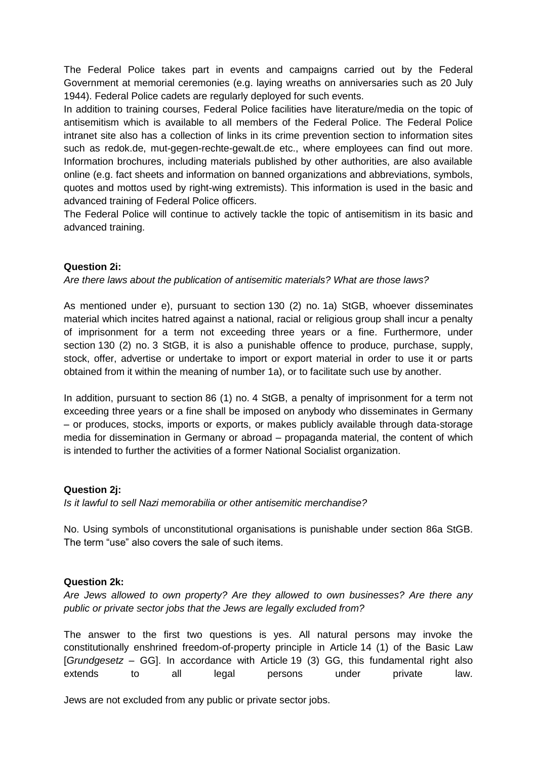The Federal Police takes part in events and campaigns carried out by the Federal Government at memorial ceremonies (e.g. laying wreaths on anniversaries such as 20 July 1944). Federal Police cadets are regularly deployed for such events.

In addition to training courses, Federal Police facilities have literature/media on the topic of antisemitism which is available to all members of the Federal Police. The Federal Police intranet site also has a collection of links in its crime prevention section to information sites such as redok.de, mut-gegen-rechte-gewalt.de etc., where employees can find out more. Information brochures, including materials published by other authorities, are also available online (e.g. fact sheets and information on banned organizations and abbreviations, symbols, quotes and mottos used by right-wing extremists). This information is used in the basic and advanced training of Federal Police officers.

The Federal Police will continue to actively tackle the topic of antisemitism in its basic and advanced training.

**Question 2i:**

*Are there laws about the publication of antisemitic materials? What are those laws?*

As mentioned under e), pursuant to section 130 (2) no. 1a) StGB, whoever disseminates material which incites hatred against a national, racial or religious group shall incur a penalty of imprisonment for a term not exceeding three years or a fine. Furthermore, under section 130 (2) no. 3 StGB, it is also a punishable offence to produce, purchase, supply, stock, offer, advertise or undertake to import or export material in order to use it or parts obtained from it within the meaning of number 1a), or to facilitate such use by another.

In addition, pursuant to section 86 (1) no. 4 StGB, a penalty of imprisonment for a term not exceeding three years or a fine shall be imposed on anybody who disseminates in Germany – or produces, stocks, imports or exports, or makes publicly available through data-storage media for dissemination in Germany or abroad – propaganda material, the content of which is intended to further the activities of a former National Socialist organization.

**Question 2j:**

*Is it lawful to sell Nazi memorabilia or other antisemitic merchandise?*

No. Using symbols of unconstitutional organisations is punishable under section 86a StGB. The term "use" also covers the sale of such items.

**Question 2k:**

*Are Jews allowed to own property? Are they allowed to own businesses? Are there any public or private sector jobs that the Jews are legally excluded from?*

The answer to the first two questions is yes. All natural persons may invoke the constitutionally enshrined freedom-of-property principle in Article 14 (1) of the Basic Law [*Grundgesetz* – GG]. In accordance with Article 19 (3) GG, this fundamental right also extends to all legal persons under private law.

Jews are not excluded from any public or private sector jobs.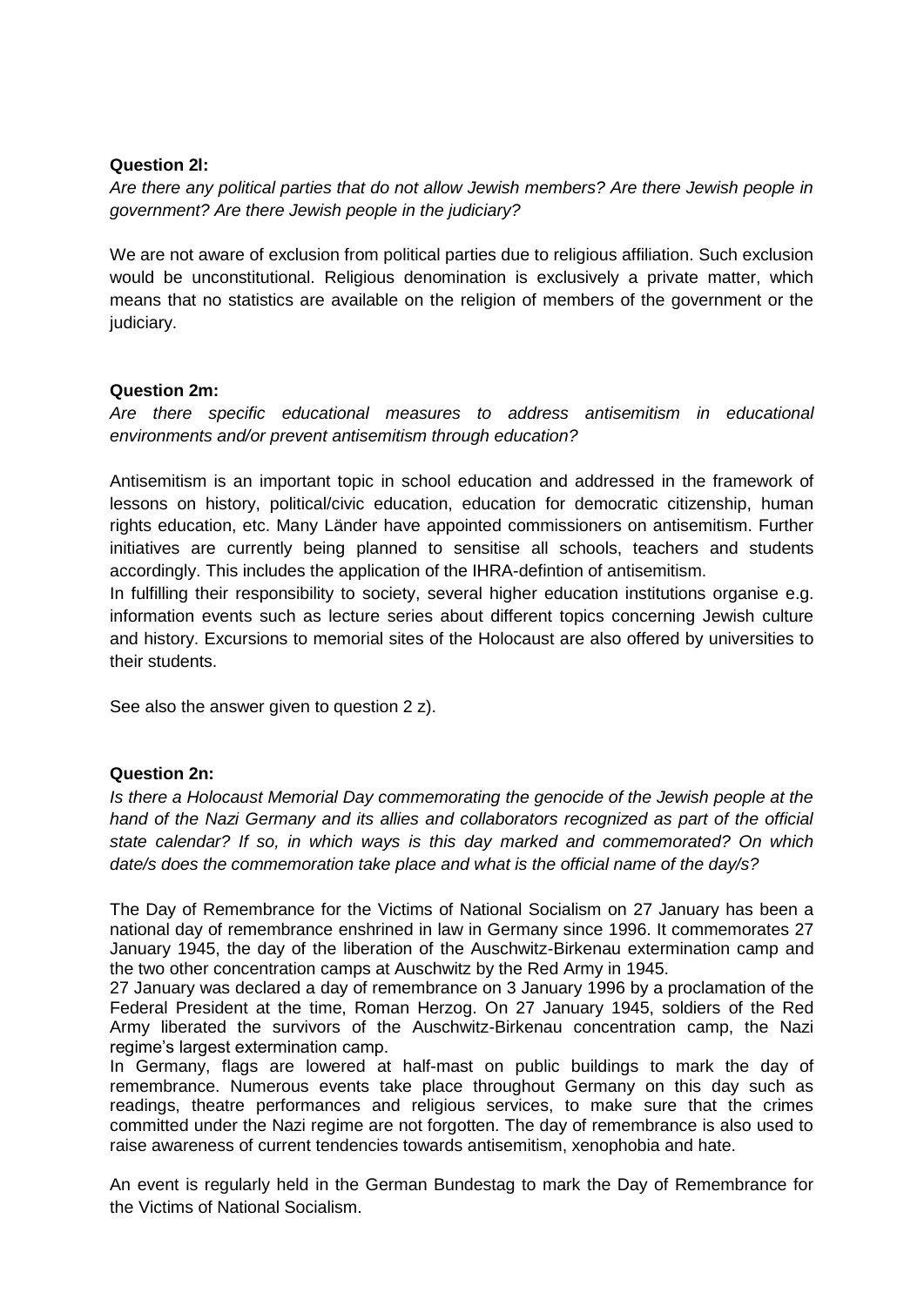**Question 2l:**

*Are there any political parties that do not allow Jewish members? Are there Jewish people in government? Are there Jewish people in the judiciary?*

We are not aware of exclusion from political parties due to religious affiliation. Such exclusion would be unconstitutional. Religious denomination is exclusively a private matter, which means that no statistics are available on the religion of members of the government or the judiciary.

**Question 2m:**

*Are there specific educational measures to address antisemitism in educational environments and/or prevent antisemitism through education?*

Antisemitism is an important topic in school education and addressed in the framework of lessons on history, political/civic education, education for democratic citizenship, human rights education, etc. Many Länder have appointed commissioners on antisemitism. Further initiatives are currently being planned to sensitise all schools, teachers and students accordingly. This includes the application of the IHRA-defintion of antisemitism.

In fulfilling their responsibility to society, several higher education institutions organise e.g. information events such as lecture series about different topics concerning Jewish culture and history. Excursions to memorial sites of the Holocaust are also offered by universities to their students.

See also the answer given to question 2 z).

**Question 2n:**

*Is there a Holocaust Memorial Day commemorating the genocide of the Jewish people at the hand of the Nazi Germany and its allies and collaborators recognized as part of the official state calendar? If so, in which ways is this day marked and commemorated? On which date/s does the commemoration take place and what is the official name of the day/s?*

The Day of Remembrance for the Victims of National Socialism on 27 January has been a national day of remembrance enshrined in law in Germany since 1996. It commemorates 27 January 1945, the day of the liberation of the Auschwitz-Birkenau extermination camp and the two other concentration camps at Auschwitz by the Red Army in 1945.

27 January was declared a day of remembrance on 3 January 1996 by a proclamation of the Federal President at the time, Roman Herzog. On 27 January 1945, soldiers of the Red Army liberated the survivors of the Auschwitz-Birkenau concentration camp, the Nazi regime's largest extermination camp.

In Germany, flags are lowered at half-mast on public buildings to mark the day of remembrance. Numerous events take place throughout Germany on this day such as readings, theatre performances and religious services, to make sure that the crimes committed under the Nazi regime are not forgotten. The day of remembrance is also used to raise awareness of current tendencies towards antisemitism, xenophobia and hate.

An event is regularly held in the German Bundestag to mark the Day of Remembrance for the Victims of National Socialism.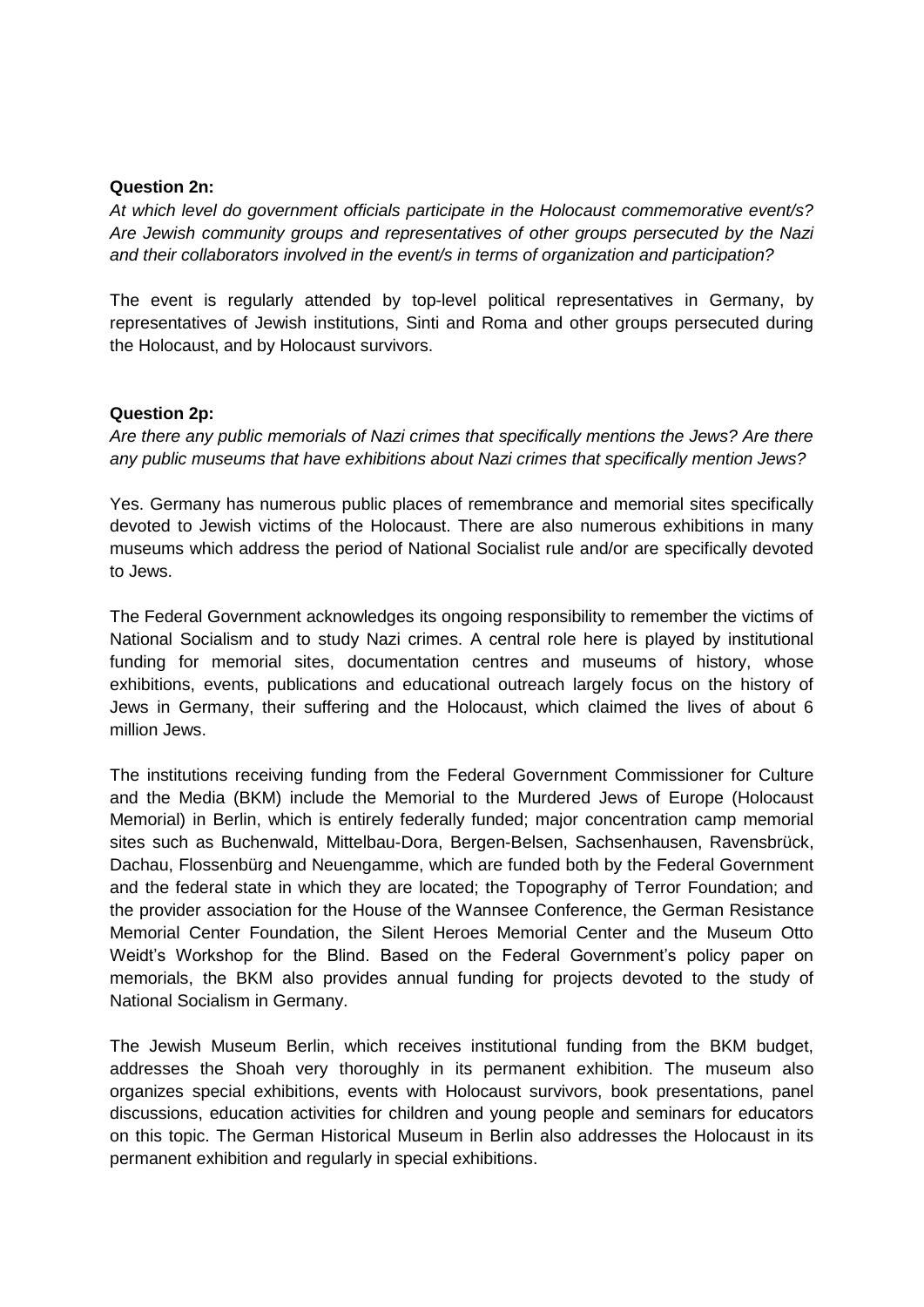**Question 2n:**

*At which level do government officials participate in the Holocaust commemorative event/s? Are Jewish community groups and representatives of other groups persecuted by the Nazi and their collaborators involved in the event/s in terms of organization and participation?*

The event is regularly attended by top-level political representatives in Germany, by representatives of Jewish institutions, Sinti and Roma and other groups persecuted during the Holocaust, and by Holocaust survivors.

**Question 2p:**

*Are there any public memorials of Nazi crimes that specifically mentions the Jews? Are there any public museums that have exhibitions about Nazi crimes that specifically mention Jews?*

Yes. Germany has numerous public places of remembrance and memorial sites specifically devoted to Jewish victims of the Holocaust. There are also numerous exhibitions in many museums which address the period of National Socialist rule and/or are specifically devoted to Jews.

The Federal Government acknowledges its ongoing responsibility to remember the victims of National Socialism and to study Nazi crimes. A central role here is played by institutional funding for memorial sites, documentation centres and museums of history, whose exhibitions, events, publications and educational outreach largely focus on the history of Jews in Germany, their suffering and the Holocaust, which claimed the lives of about 6 million Jews.

The institutions receiving funding from the Federal Government Commissioner for Culture and the Media (BKM) include the Memorial to the Murdered Jews of Europe (Holocaust Memorial) in Berlin, which is entirely federally funded; major concentration camp memorial sites such as Buchenwald, Mittelbau-Dora, Bergen-Belsen, Sachsenhausen, Ravensbrück, Dachau, Flossenbürg and Neuengamme, which are funded both by the Federal Government and the federal state in which they are located; the Topography of Terror Foundation; and the provider association for the House of the Wannsee Conference, the German Resistance Memorial Center Foundation, the Silent Heroes Memorial Center and the Museum Otto Weidt's Workshop for the Blind. Based on the Federal Government's policy paper on memorials, the BKM also provides annual funding for projects devoted to the study of National Socialism in Germany.

The Jewish Museum Berlin, which receives institutional funding from the BKM budget, addresses the Shoah very thoroughly in its permanent exhibition. The museum also organizes special exhibitions, events with Holocaust survivors, book presentations, panel discussions, education activities for children and young people and seminars for educators on this topic. The German Historical Museum in Berlin also addresses the Holocaust in its permanent exhibition and regularly in special exhibitions.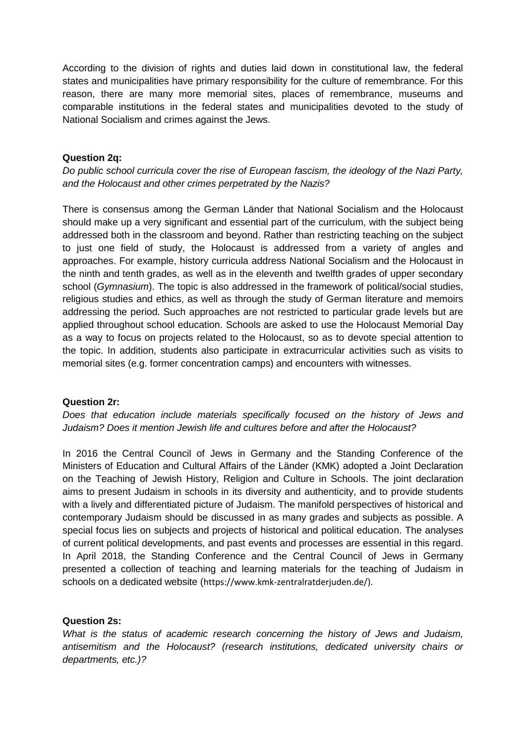According to the division of rights and duties laid down in constitutional law, the federal states and municipalities have primary responsibility for the culture of remembrance. For this reason, there are many more memorial sites, places of remembrance, museums and comparable institutions in the federal states and municipalities devoted to the study of National Socialism and crimes against the Jews.

**Question 2q:**

*Do public school curricula cover the rise of European fascism, the ideology of the Nazi Party, and the Holocaust and other crimes perpetrated by the Nazis?*

There is consensus among the German Länder that National Socialism and the Holocaust should make up a very significant and essential part of the curriculum, with the subject being addressed both in the classroom and beyond. Rather than restricting teaching on the subject to just one field of study, the Holocaust is addressed from a variety of angles and approaches. For example, history curricula address National Socialism and the Holocaust in the ninth and tenth grades, as well as in the eleventh and twelfth grades of upper secondary school (*Gymnasium*). The topic is also addressed in the framework of political/social studies, religious studies and ethics, as well as through the study of German literature and memoirs addressing the period. Such approaches are not restricted to particular grade levels but are applied throughout school education. Schools are asked to use the Holocaust Memorial Day as a way to focus on projects related to the Holocaust, so as to devote special attention to the topic. In addition, students also participate in extracurricular activities such as visits to memorial sites (e.g. former concentration camps) and encounters with witnesses.

**Question 2r:**

*Does that education include materials specifically focused on the history of Jews and Judaism? Does it mention Jewish life and cultures before and after the Holocaust?*

In 2016 the Central Council of Jews in Germany and the Standing Conference of the Ministers of Education and Cultural Affairs of the Länder (KMK) adopted a Joint Declaration on the Teaching of Jewish History, Religion and Culture in Schools. The joint declaration aims to present Judaism in schools in its diversity and authenticity, and to provide students with a lively and differentiated picture of Judaism. The manifold perspectives of historical and contemporary Judaism should be discussed in as many grades and subjects as possible. A special focus lies on subjects and projects of historical and political education. The analyses of current political developments, and past events and processes are essential in this regard. In April 2018, the Standing Conference and the Central Council of Jews in Germany presented a collection of teaching and learning materials for the teaching of Judaism in schools on a dedicated website (https://www.kmk-zentralratderjuden.de/).

**Question 2s:**

*What is the status of academic research concerning the history of Jews and Judaism, antisemitism and the Holocaust? (research institutions, dedicated university chairs or departments, etc.)?*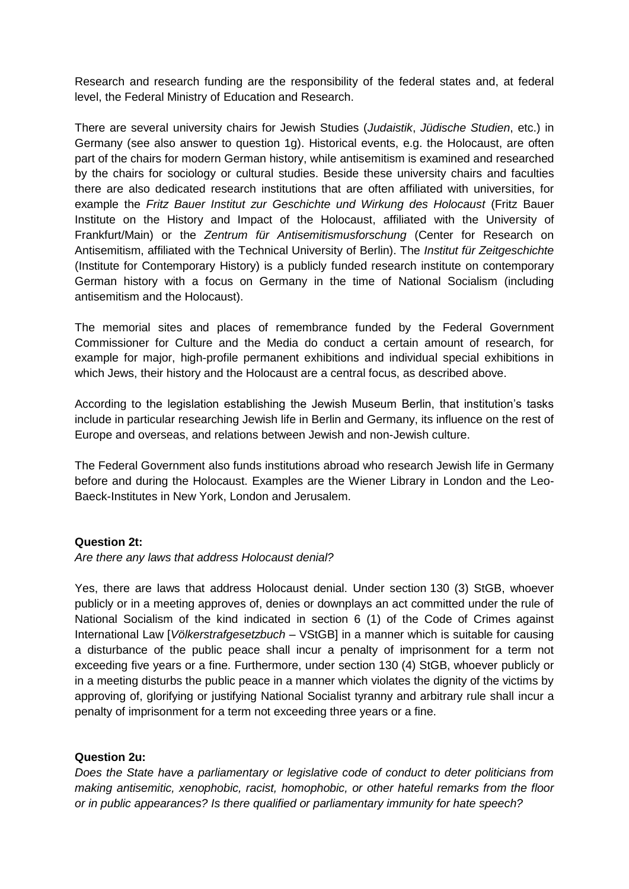Research and research funding are the responsibility of the federal states and, at federal level, the Federal Ministry of Education and Research.

There are several university chairs for Jewish Studies (*Judaistik*, *Jüdische Studien*, etc.) in Germany (see also answer to question 1g). Historical events, e.g. the Holocaust, are often part of the chairs for modern German history, while antisemitism is examined and researched by the chairs for sociology or cultural studies. Beside these university chairs and faculties there are also dedicated research institutions that are often affiliated with universities, for example the *Fritz Bauer Institut zur Geschichte und Wirkung des Holocaust* (Fritz Bauer Institute on the History and Impact of the Holocaust, affiliated with the University of Frankfurt/Main) or the *Zentrum für Antisemitismusforschung* (Center for Research on Antisemitism, affiliated with the Technical University of Berlin). The *Institut für Zeitgeschichte* (Institute for Contemporary History) is a publicly funded research institute on contemporary German history with a focus on Germany in the time of National Socialism (including antisemitism and the Holocaust).

The memorial sites and places of remembrance funded by the Federal Government Commissioner for Culture and the Media do conduct a certain amount of research, for example for major, high-profile permanent exhibitions and individual special exhibitions in which Jews, their history and the Holocaust are a central focus, as described above.

According to the legislation establishing the Jewish Museum Berlin, that institution's tasks include in particular researching Jewish life in Berlin and Germany, its influence on the rest of Europe and overseas, and relations between Jewish and non-Jewish culture.

The Federal Government also funds institutions abroad who research Jewish life in Germany before and during the Holocaust. Examples are the Wiener Library in London and the Leo-Baeck-Institutes in New York, London and Jerusalem.

**Question 2t:**

*Are there any laws that address Holocaust denial?*

Yes, there are laws that address Holocaust denial. Under section 130 (3) StGB, whoever publicly or in a meeting approves of, denies or downplays an act committed under the rule of National Socialism of the kind indicated in section 6 (1) of the Code of Crimes against International Law [*Völkerstrafgesetzbuch* – VStGB] in a manner which is suitable for causing a disturbance of the public peace shall incur a penalty of imprisonment for a term not exceeding five years or a fine. Furthermore, under section 130 (4) StGB, whoever publicly or in a meeting disturbs the public peace in a manner which violates the dignity of the victims by approving of, glorifying or justifying National Socialist tyranny and arbitrary rule shall incur a penalty of imprisonment for a term not exceeding three years or a fine.

**Question 2u:**

*Does the State have a parliamentary or legislative code of conduct to deter politicians from making antisemitic, xenophobic, racist, homophobic, or other hateful remarks from the floor or in public appearances? Is there qualified or parliamentary immunity for hate speech?*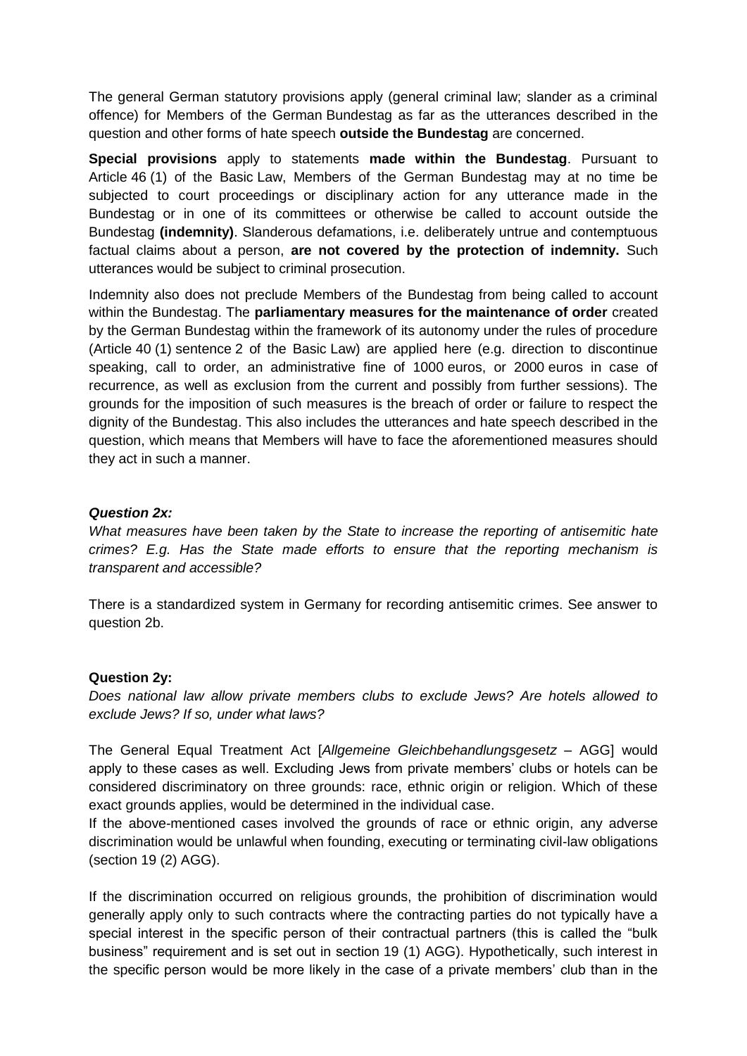The general German statutory provisions apply (general criminal law; slander as a criminal offence) for Members of the German Bundestag as far as the utterances described in the question and other forms of hate speech **outside the Bundestag** are concerned.

**Special provisions** apply to statements **made within the Bundestag**. Pursuant to Article 46 (1) of the Basic Law, Members of the German Bundestag may at no time be subjected to court proceedings or disciplinary action for any utterance made in the Bundestag or in one of its committees or otherwise be called to account outside the Bundestag **(indemnity)**. Slanderous defamations, i.e. deliberately untrue and contemptuous factual claims about a person, **are not covered by the protection of indemnity.** Such utterances would be subject to criminal prosecution.

Indemnity also does not preclude Members of the Bundestag from being called to account within the Bundestag. The **parliamentary measures for the maintenance of order** created by the German Bundestag within the framework of its autonomy under the rules of procedure (Article 40 (1) sentence 2 of the Basic Law) are applied here (e.g. direction to discontinue speaking, call to order, an administrative fine of 1000 euros, or 2000 euros in case of recurrence, as well as exclusion from the current and possibly from further sessions). The grounds for the imposition of such measures is the breach of order or failure to respect the dignity of the Bundestag. This also includes the utterances and hate speech described in the question, which means that Members will have to face the aforementioned measures should they act in such a manner.

***Question 2x:***

*What measures have been taken by the State to increase the reporting of antisemitic hate crimes? E.g. Has the State made efforts to ensure that the reporting mechanism is transparent and accessible?*

There is a standardized system in Germany for recording antisemitic crimes. See answer to question 2b.

**Question 2y:**

*Does national law allow private members clubs to exclude Jews? Are hotels allowed to exclude Jews? If so, under what laws?*

The General Equal Treatment Act [*Allgemeine Gleichbehandlungsgesetz* – AGG] would apply to these cases as well. Excluding Jews from private members' clubs or hotels can be considered discriminatory on three grounds: race, ethnic origin or religion. Which of these exact grounds applies, would be determined in the individual case.

If the above-mentioned cases involved the grounds of race or ethnic origin, any adverse discrimination would be unlawful when founding, executing or terminating civil-law obligations (section 19 (2) AGG).

If the discrimination occurred on religious grounds, the prohibition of discrimination would generally apply only to such contracts where the contracting parties do not typically have a special interest in the specific person of their contractual partners (this is called the "bulk business" requirement and is set out in section 19 (1) AGG). Hypothetically, such interest in the specific person would be more likely in the case of a private members' club than in the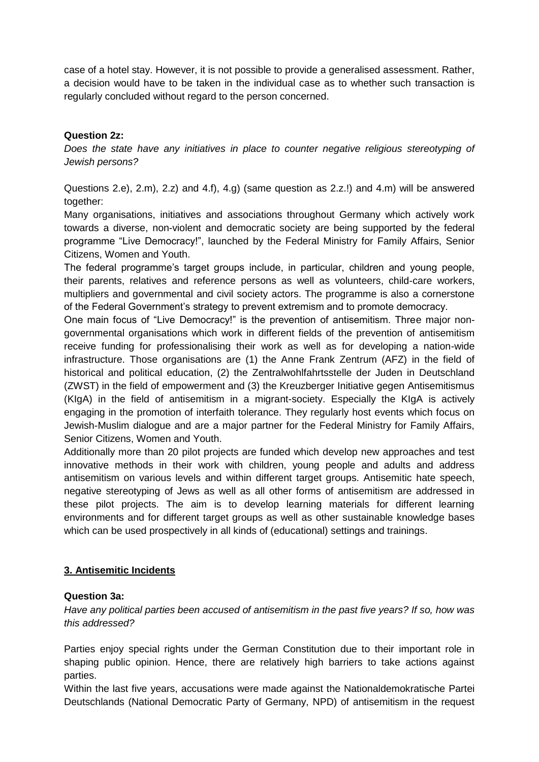case of a hotel stay. However, it is not possible to provide a generalised assessment. Rather, a decision would have to be taken in the individual case as to whether such transaction is regularly concluded without regard to the person concerned.

**Question 2z:**

*Does the state have any initiatives in place to counter negative religious stereotyping of Jewish persons?*

Questions 2.e), 2.m), 2.z) and 4.f), 4.g) (same question as 2.z.!) and 4.m) will be answered together:

Many organisations, initiatives and associations throughout Germany which actively work towards a diverse, non-violent and democratic society are being supported by the federal programme "Live Democracy!", launched by the Federal Ministry for Family Affairs, Senior Citizens, Women and Youth.

The federal programme's target groups include, in particular, children and young people, their parents, relatives and reference persons as well as volunteers, child-care workers, multipliers and governmental and civil society actors. The programme is also a cornerstone of the Federal Government's strategy to prevent extremism and to promote democracy.

One main focus of "Live Democracy!" is the prevention of antisemitism. Three major non-governmental organisations which work in different fields of the prevention of antisemitism receive funding for professionalising their work as well as for developing a nation-wide infrastructure. Those organisations are (1) the Anne Frank Zentrum (AFZ) in the field of historical and political education, (2) the Zentralwohlfahrtsstelle der Juden in Deutschland (ZWST) in the field of empowerment and (3) the Kreuzberger Initiative gegen Antisemitismus (KIgA) in the field of antisemitism in a migrant-society. Especially the KIgA is actively engaging in the promotion of interfaith tolerance. They regularly host events which focus on Jewish-Muslim dialogue and are a major partner for the Federal Ministry for Family Affairs, Senior Citizens, Women and Youth.

Additionally more than 20 pilot projects are funded which develop new approaches and test innovative methods in their work with children, young people and adults and address antisemitism on various levels and within different target groups. Antisemitic hate speech, negative stereotyping of Jews as well as all other forms of antisemitism are addressed in these pilot projects. The aim is to develop learning materials for different learning environments and for different target groups as well as other sustainable knowledge bases which can be used prospectively in all kinds of (educational) settings and trainings.

## 3. Antisemitic Incidents

**Question 3a:**

*Have any political parties been accused of antisemitism in the past five years? If so, how was this addressed?*

Parties enjoy special rights under the German Constitution due to their important role in shaping public opinion. Hence, there are relatively high barriers to take actions against parties.

Within the last five years, accusations were made against the Nationaldemokratische Partei Deutschlands (National Democratic Party of Germany, NPD) of antisemitism in the request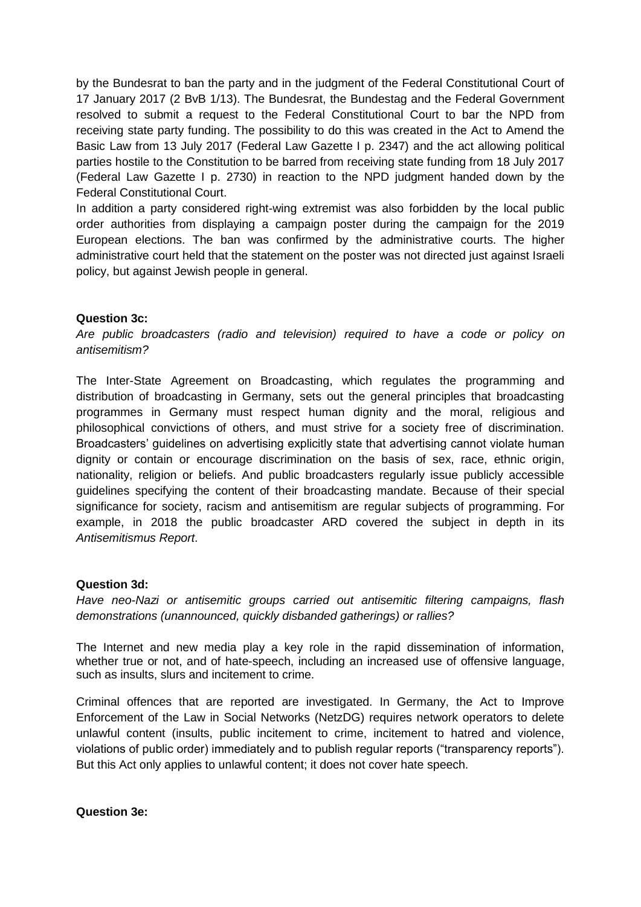by the Bundesrat to ban the party and in the judgment of the Federal Constitutional Court of 17 January 2017 (2 BvB 1/13). The Bundesrat, the Bundestag and the Federal Government resolved to submit a request to the Federal Constitutional Court to bar the NPD from receiving state party funding. The possibility to do this was created in the Act to Amend the Basic Law from 13 July 2017 (Federal Law Gazette I p. 2347) and the act allowing political parties hostile to the Constitution to be barred from receiving state funding from 18 July 2017 (Federal Law Gazette I p. 2730) in reaction to the NPD judgment handed down by the Federal Constitutional Court.

In addition a party considered right-wing extremist was also forbidden by the local public order authorities from displaying a campaign poster during the campaign for the 2019 European elections. The ban was confirmed by the administrative courts. The higher administrative court held that the statement on the poster was not directed just against Israeli policy, but against Jewish people in general.

**Question 3c:**

*Are public broadcasters (radio and television) required to have a code or policy on antisemitism?*

The Inter-State Agreement on Broadcasting, which regulates the programming and distribution of broadcasting in Germany, sets out the general principles that broadcasting programmes in Germany must respect human dignity and the moral, religious and philosophical convictions of others, and must strive for a society free of discrimination. Broadcasters' guidelines on advertising explicitly state that advertising cannot violate human dignity or contain or encourage discrimination on the basis of sex, race, ethnic origin, nationality, religion or beliefs. And public broadcasters regularly issue publicly accessible guidelines specifying the content of their broadcasting mandate. Because of their special significance for society, racism and antisemitism are regular subjects of programming. For example, in 2018 the public broadcaster ARD covered the subject in depth in its *Antisemitismus Report*.

**Question 3d:**

*Have neo-Nazi or antisemitic groups carried out antisemitic filtering campaigns, flash demonstrations (unannounced, quickly disbanded gatherings) or rallies?*

The Internet and new media play a key role in the rapid dissemination of information, whether true or not, and of hate-speech, including an increased use of offensive language, such as insults, slurs and incitement to crime.

Criminal offences that are reported are investigated. In Germany, the Act to Improve Enforcement of the Law in Social Networks (NetzDG) requires network operators to delete unlawful content (insults, public incitement to crime, incitement to hatred and violence, violations of public order) immediately and to publish regular reports ("transparency reports"). But this Act only applies to unlawful content; it does not cover hate speech.

**Question 3e:**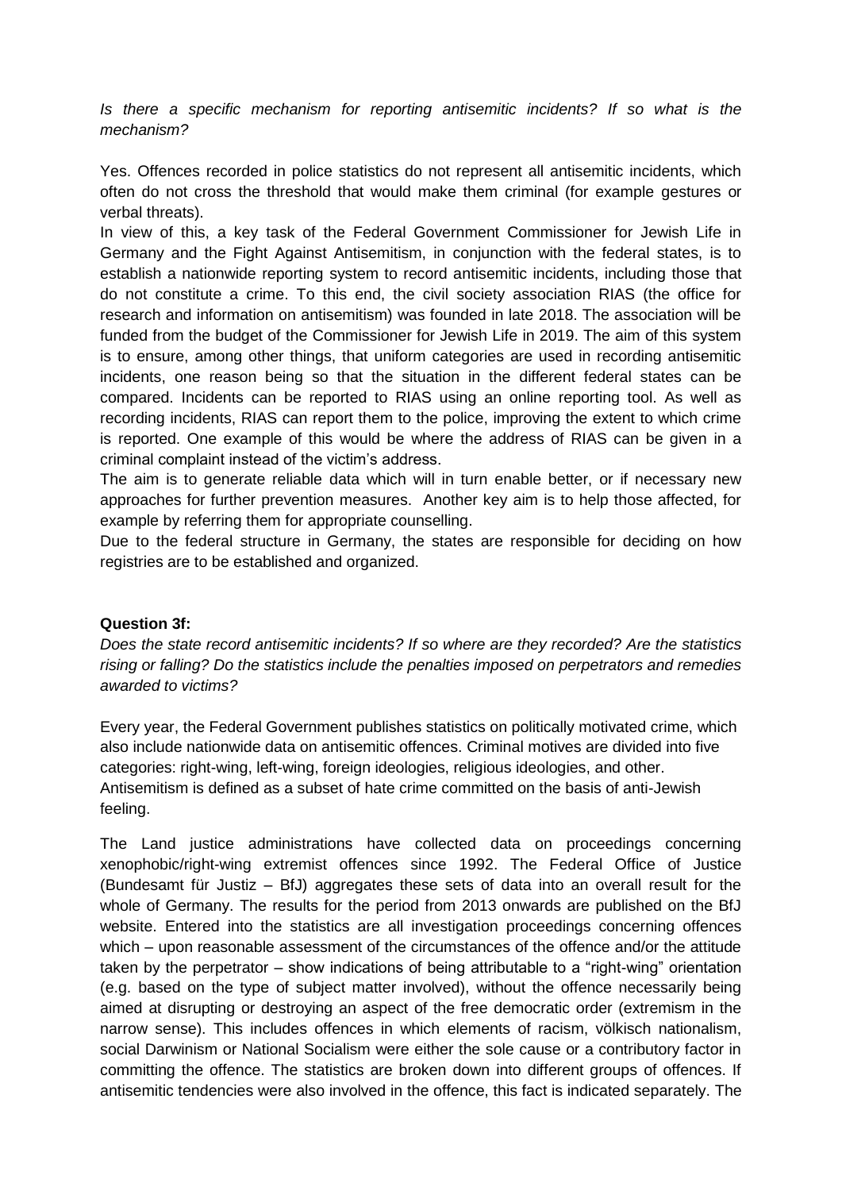*Is there a specific mechanism for reporting antisemitic incidents? If so what is the mechanism?*

Yes. Offences recorded in police statistics do not represent all antisemitic incidents, which often do not cross the threshold that would make them criminal (for example gestures or verbal threats).

In view of this, a key task of the Federal Government Commissioner for Jewish Life in Germany and the Fight Against Antisemitism, in conjunction with the federal states, is to establish a nationwide reporting system to record antisemitic incidents, including those that do not constitute a crime. To this end, the civil society association RIAS (the office for research and information on antisemitism) was founded in late 2018. The association will be funded from the budget of the Commissioner for Jewish Life in 2019. The aim of this system is to ensure, among other things, that uniform categories are used in recording antisemitic incidents, one reason being so that the situation in the different federal states can be compared. Incidents can be reported to RIAS using an online reporting tool. As well as recording incidents, RIAS can report them to the police, improving the extent to which crime is reported. One example of this would be where the address of RIAS can be given in a criminal complaint instead of the victim's address.

The aim is to generate reliable data which will in turn enable better, or if necessary new approaches for further prevention measures. Another key aim is to help those affected, for example by referring them for appropriate counselling.

Due to the federal structure in Germany, the states are responsible for deciding on how registries are to be established and organized.

**Question 3f:**

*Does the state record antisemitic incidents? If so where are they recorded? Are the statistics rising or falling? Do the statistics include the penalties imposed on perpetrators and remedies awarded to victims?*

Every year, the Federal Government publishes statistics on politically motivated crime, which also include nationwide data on antisemitic offences. Criminal motives are divided into five categories: right-wing, left-wing, foreign ideologies, religious ideologies, and other. Antisemitism is defined as a subset of hate crime committed on the basis of anti-Jewish feeling.

The Land justice administrations have collected data on proceedings concerning xenophobic/right-wing extremist offences since 1992. The Federal Office of Justice (Bundesamt für Justiz – BfJ) aggregates these sets of data into an overall result for the whole of Germany. The results for the period from 2013 onwards are published on the BfJ website. Entered into the statistics are all investigation proceedings concerning offences which – upon reasonable assessment of the circumstances of the offence and/or the attitude taken by the perpetrator – show indications of being attributable to a "right-wing" orientation (e.g. based on the type of subject matter involved), without the offence necessarily being aimed at disrupting or destroying an aspect of the free democratic order (extremism in the narrow sense). This includes offences in which elements of racism, völkisch nationalism, social Darwinism or National Socialism were either the sole cause or a contributory factor in committing the offence. The statistics are broken down into different groups of offences. If antisemitic tendencies were also involved in the offence, this fact is indicated separately. The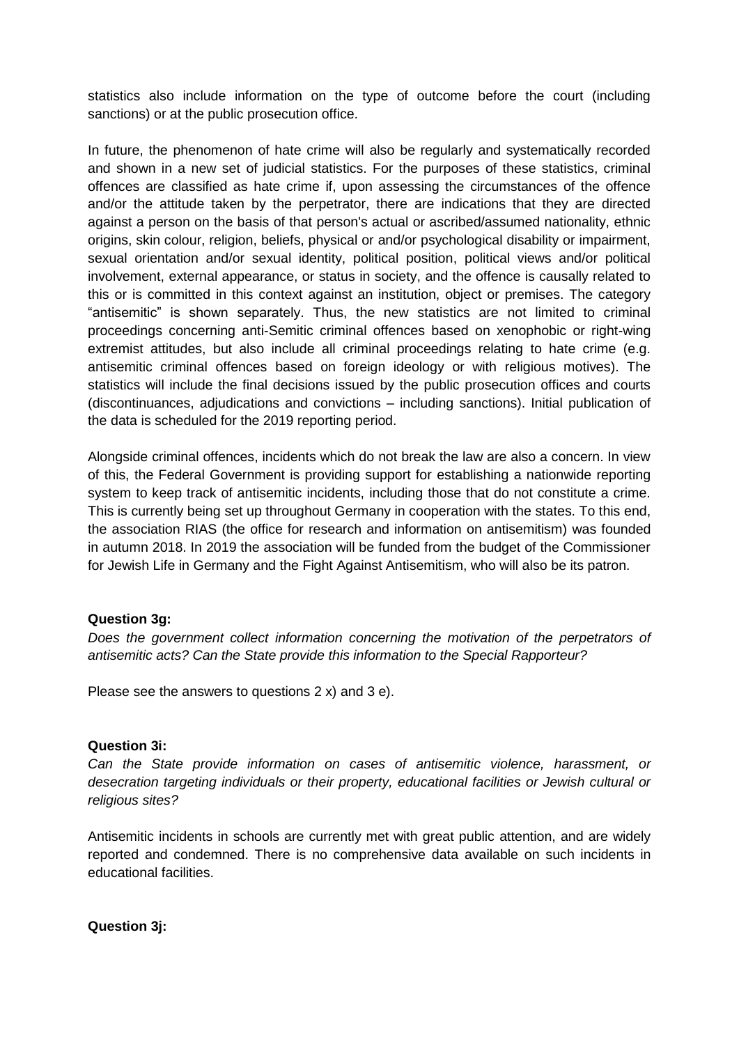statistics also include information on the type of outcome before the court (including sanctions) or at the public prosecution office.

In future, the phenomenon of hate crime will also be regularly and systematically recorded and shown in a new set of judicial statistics. For the purposes of these statistics, criminal offences are classified as hate crime if, upon assessing the circumstances of the offence and/or the attitude taken by the perpetrator, there are indications that they are directed against a person on the basis of that person's actual or ascribed/assumed nationality, ethnic origins, skin colour, religion, beliefs, physical or and/or psychological disability or impairment, sexual orientation and/or sexual identity, political position, political views and/or political involvement, external appearance, or status in society, and the offence is causally related to this or is committed in this context against an institution, object or premises. The category "antisemitic" is shown separately. Thus, the new statistics are not limited to criminal proceedings concerning anti-Semitic criminal offences based on xenophobic or right-wing extremist attitudes, but also include all criminal proceedings relating to hate crime (e.g. antisemitic criminal offences based on foreign ideology or with religious motives). The statistics will include the final decisions issued by the public prosecution offices and courts (discontinuances, adjudications and convictions – including sanctions). Initial publication of the data is scheduled for the 2019 reporting period.

Alongside criminal offences, incidents which do not break the law are also a concern. In view of this, the Federal Government is providing support for establishing a nationwide reporting system to keep track of antisemitic incidents, including those that do not constitute a crime. This is currently being set up throughout Germany in cooperation with the states. To this end, the association RIAS (the office for research and information on antisemitism) was founded in autumn 2018. In 2019 the association will be funded from the budget of the Commissioner for Jewish Life in Germany and the Fight Against Antisemitism, who will also be its patron.

**Question 3g:**

*Does the government collect information concerning the motivation of the perpetrators of antisemitic acts? Can the State provide this information to the Special Rapporteur?*

Please see the answers to questions 2 x) and 3 e).

**Question 3i:**

*Can the State provide information on cases of antisemitic violence, harassment, or desecration targeting individuals or their property, educational facilities or Jewish cultural or religious sites?*

Antisemitic incidents in schools are currently met with great public attention, and are widely reported and condemned. There is no comprehensive data available on such incidents in educational facilities.

**Question 3j:**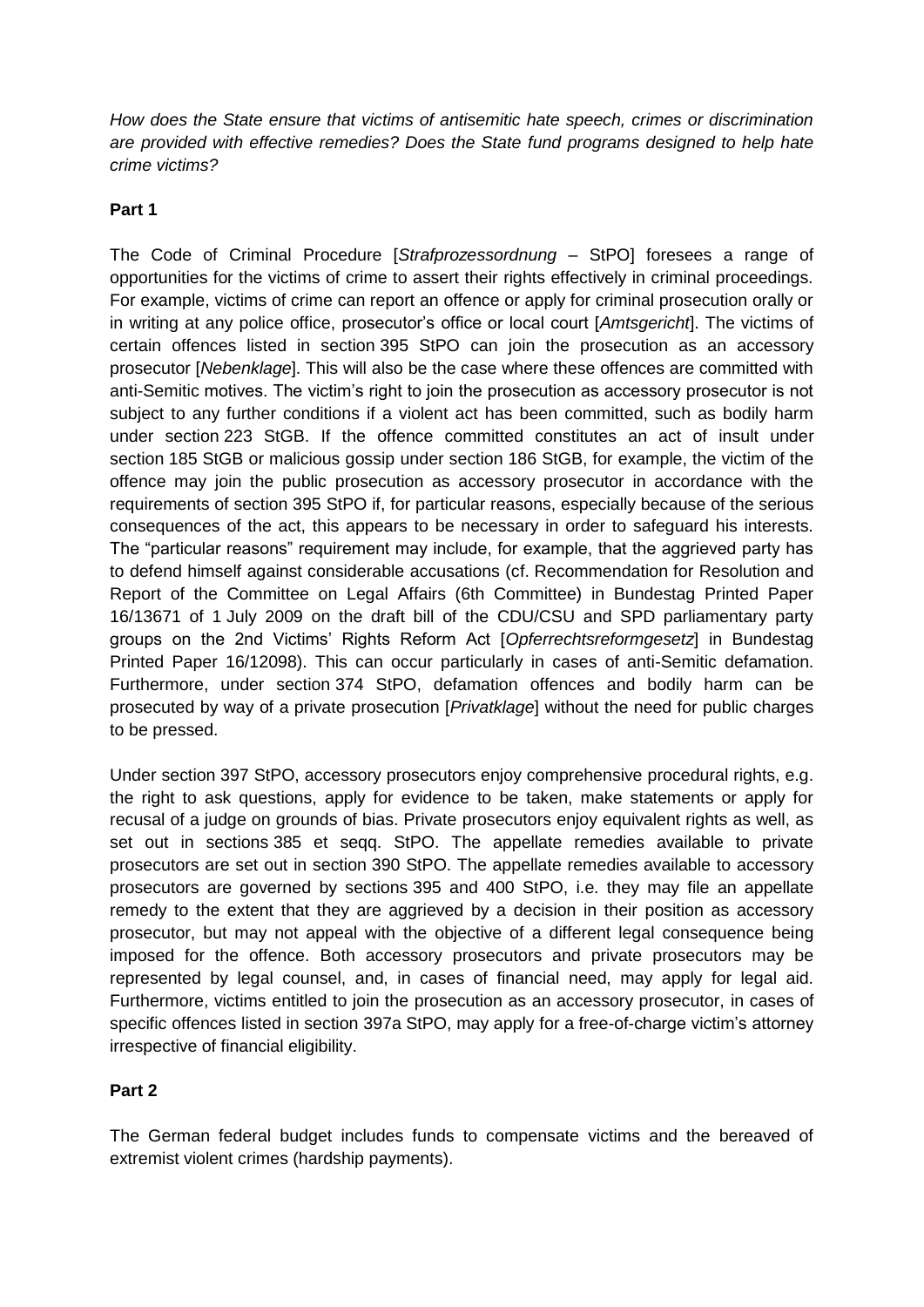*How does the State ensure that victims of antisemitic hate speech, crimes or discrimination are provided with effective remedies? Does the State fund programs designed to help hate crime victims?*

**Part 1**

The Code of Criminal Procedure [*Strafprozessordnung* – StPO] foresees a range of opportunities for the victims of crime to assert their rights effectively in criminal proceedings. For example, victims of crime can report an offence or apply for criminal prosecution orally or in writing at any police office, prosecutor's office or local court [*Amtsgericht*]. The victims of certain offences listed in section 395 StPO can join the prosecution as an accessory prosecutor [*Nebenklage*]. This will also be the case where these offences are committed with anti-Semitic motives. The victim's right to join the prosecution as accessory prosecutor is not subject to any further conditions if a violent act has been committed, such as bodily harm under section 223 StGB. If the offence committed constitutes an act of insult under section 185 StGB or malicious gossip under section 186 StGB, for example, the victim of the offence may join the public prosecution as accessory prosecutor in accordance with the requirements of section 395 StPO if, for particular reasons, especially because of the serious consequences of the act, this appears to be necessary in order to safeguard his interests. The "particular reasons" requirement may include, for example, that the aggrieved party has to defend himself against considerable accusations (cf. Recommendation for Resolution and Report of the Committee on Legal Affairs (6th Committee) in Bundestag Printed Paper 16/13671 of 1 July 2009 on the draft bill of the CDU/CSU and SPD parliamentary party groups on the 2nd Victims' Rights Reform Act [*Opferrechtsreformgesetz*] in Bundestag Printed Paper 16/12098). This can occur particularly in cases of anti-Semitic defamation. Furthermore, under section 374 StPO, defamation offences and bodily harm can be prosecuted by way of a private prosecution [*Privatklage*] without the need for public charges to be pressed.

Under section 397 StPO, accessory prosecutors enjoy comprehensive procedural rights, e.g. the right to ask questions, apply for evidence to be taken, make statements or apply for recusal of a judge on grounds of bias. Private prosecutors enjoy equivalent rights as well, as set out in sections 385 et seqq. StPO. The appellate remedies available to private prosecutors are set out in section 390 StPO. The appellate remedies available to accessory prosecutors are governed by sections 395 and 400 StPO, i.e. they may file an appellate remedy to the extent that they are aggrieved by a decision in their position as accessory prosecutor, but may not appeal with the objective of a different legal consequence being imposed for the offence. Both accessory prosecutors and private prosecutors may be represented by legal counsel, and, in cases of financial need, may apply for legal aid. Furthermore, victims entitled to join the prosecution as an accessory prosecutor, in cases of specific offences listed in section 397a StPO, may apply for a free-of-charge victim's attorney irrespective of financial eligibility.

**Part 2**

The German federal budget includes funds to compensate victims and the bereaved of extremist violent crimes (hardship payments).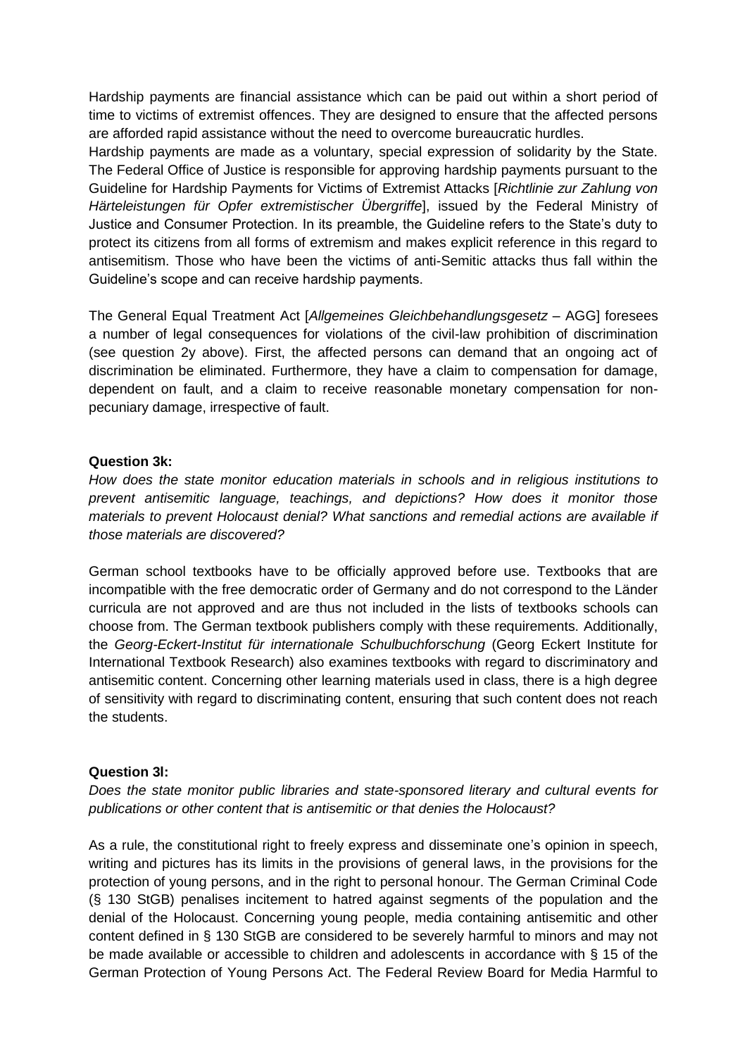Hardship payments are financial assistance which can be paid out within a short period of time to victims of extremist offences. They are designed to ensure that the affected persons are afforded rapid assistance without the need to overcome bureaucratic hurdles.

Hardship payments are made as a voluntary, special expression of solidarity by the State. The Federal Office of Justice is responsible for approving hardship payments pursuant to the Guideline for Hardship Payments for Victims of Extremist Attacks [*Richtlinie zur Zahlung von Härteleistungen für Opfer extremistischer Übergriffe*], issued by the Federal Ministry of Justice and Consumer Protection. In its preamble, the Guideline refers to the State's duty to protect its citizens from all forms of extremism and makes explicit reference in this regard to antisemitism. Those who have been the victims of anti-Semitic attacks thus fall within the Guideline's scope and can receive hardship payments.

The General Equal Treatment Act [*Allgemeines Gleichbehandlungsgesetz* – AGG] foresees a number of legal consequences for violations of the civil-law prohibition of discrimination (see question 2y above). First, the affected persons can demand that an ongoing act of discrimination be eliminated. Furthermore, they have a claim to compensation for damage, dependent on fault, and a claim to receive reasonable monetary compensation for non-pecuniary damage, irrespective of fault.

**Question 3k:**

*How does the state monitor education materials in schools and in religious institutions to prevent antisemitic language, teachings, and depictions? How does it monitor those materials to prevent Holocaust denial? What sanctions and remedial actions are available if those materials are discovered?*

German school textbooks have to be officially approved before use. Textbooks that are incompatible with the free democratic order of Germany and do not correspond to the Länder curricula are not approved and are thus not included in the lists of textbooks schools can choose from. The German textbook publishers comply with these requirements. Additionally, the *Georg-Eckert-Institut für internationale Schulbuchforschung* (Georg Eckert Institute for International Textbook Research) also examines textbooks with regard to discriminatory and antisemitic content. Concerning other learning materials used in class, there is a high degree of sensitivity with regard to discriminating content, ensuring that such content does not reach the students.

**Question 3l:**

*Does the state monitor public libraries and state-sponsored literary and cultural events for publications or other content that is antisemitic or that denies the Holocaust?*

As a rule, the constitutional right to freely express and disseminate one's opinion in speech, writing and pictures has its limits in the provisions of general laws, in the provisions for the protection of young persons, and in the right to personal honour. The German Criminal Code (§ 130 StGB) penalises incitement to hatred against segments of the population and the denial of the Holocaust. Concerning young people, media containing antisemitic and other content defined in § 130 StGB are considered to be severely harmful to minors and may not be made available or accessible to children and adolescents in accordance with § 15 of the German Protection of Young Persons Act. The Federal Review Board for Media Harmful to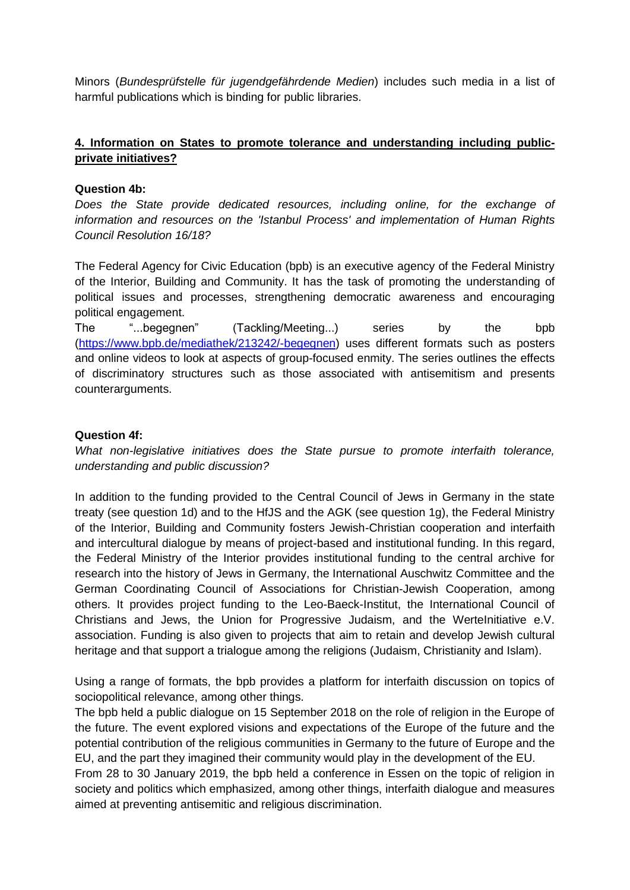Minors (*Bundesprüfstelle für jugendgefährdende Medien*) includes such media in a list of harmful publications which is binding for public libraries.

## 4. Information on States to promote tolerance and understanding including public-private initiatives?

**Question 4b:**

*Does the State provide dedicated resources, including online, for the exchange of information and resources on the 'Istanbul Process' and implementation of Human Rights Council Resolution 16/18?*

The Federal Agency for Civic Education (bpb) is an executive agency of the Federal Ministry of the Interior, Building and Community. It has the task of promoting the understanding of political issues and processes, strengthening democratic awareness and encouraging political engagement.

The "...begegnen" (Tackling/Meeting...) series by the bpb (https://www.bpb.de/mediathek/213242/-begegnen) uses different formats such as posters and online videos to look at aspects of group-focused enmity. The series outlines the effects of discriminatory structures such as those associated with antisemitism and presents counterarguments.

**Question 4f:**

*What non-legislative initiatives does the State pursue to promote interfaith tolerance, understanding and public discussion?*

In addition to the funding provided to the Central Council of Jews in Germany in the state treaty (see question 1d) and to the HfJS and the AGK (see question 1g), the Federal Ministry of the Interior, Building and Community fosters Jewish-Christian cooperation and interfaith and intercultural dialogue by means of project-based and institutional funding. In this regard, the Federal Ministry of the Interior provides institutional funding to the central archive for research into the history of Jews in Germany, the International Auschwitz Committee and the German Coordinating Council of Associations for Christian-Jewish Cooperation, among others. It provides project funding to the Leo-Baeck-Institut, the International Council of Christians and Jews, the Union for Progressive Judaism, and the WerteInitiative e.V. association. Funding is also given to projects that aim to retain and develop Jewish cultural heritage and that support a trialogue among the religions (Judaism, Christianity and Islam).

Using a range of formats, the bpb provides a platform for interfaith discussion on topics of sociopolitical relevance, among other things.

The bpb held a public dialogue on 15 September 2018 on the role of religion in the Europe of the future. The event explored visions and expectations of the Europe of the future and the potential contribution of the religious communities in Germany to the future of Europe and the EU, and the part they imagined their community would play in the development of the EU.

From 28 to 30 January 2019, the bpb held a conference in Essen on the topic of religion in society and politics which emphasized, among other things, interfaith dialogue and measures aimed at preventing antisemitic and religious discrimination.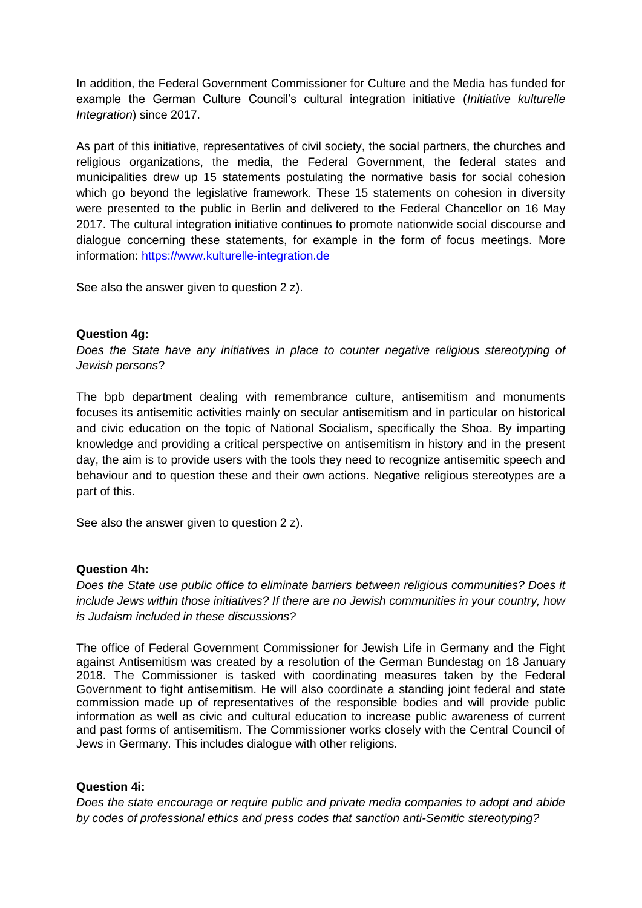In addition, the Federal Government Commissioner for Culture and the Media has funded for example the German Culture Council's cultural integration initiative (*Initiative kulturelle Integration*) since 2017.

As part of this initiative, representatives of civil society, the social partners, the churches and religious organizations, the media, the Federal Government, the federal states and municipalities drew up 15 statements postulating the normative basis for social cohesion which go beyond the legislative framework. These 15 statements on cohesion in diversity were presented to the public in Berlin and delivered to the Federal Chancellor on 16 May 2017. The cultural integration initiative continues to promote nationwide social discourse and dialogue concerning these statements, for example in the form of focus meetings. More information: [https://www.kulturelle-integration.de](https://www.kulturelle-integration.de)

See also the answer given to question 2 z).

**Question 4g:**

*Does the State have any initiatives in place to counter negative religious stereotyping of Jewish persons*?

The bpb department dealing with remembrance culture, antisemitism and monuments focuses its antisemitic activities mainly on secular antisemitism and in particular on historical and civic education on the topic of National Socialism, specifically the Shoa. By imparting knowledge and providing a critical perspective on antisemitism in history and in the present day, the aim is to provide users with the tools they need to recognize antisemitic speech and behaviour and to question these and their own actions. Negative religious stereotypes are a part of this.

See also the answer given to question 2 z).

**Question 4h:**

*Does the State use public office to eliminate barriers between religious communities? Does it include Jews within those initiatives? If there are no Jewish communities in your country, how is Judaism included in these discussions?*

The office of Federal Government Commissioner for Jewish Life in Germany and the Fight against Antisemitism was created by a resolution of the German Bundestag on 18 January 2018. The Commissioner is tasked with coordinating measures taken by the Federal Government to fight antisemitism. He will also coordinate a standing joint federal and state commission made up of representatives of the responsible bodies and will provide public information as well as civic and cultural education to increase public awareness of current and past forms of antisemitism. The Commissioner works closely with the Central Council of Jews in Germany. This includes dialogue with other religions.

**Question 4i:**

*Does the state encourage or require public and private media companies to adopt and abide by codes of professional ethics and press codes that sanction anti-Semitic stereotyping?*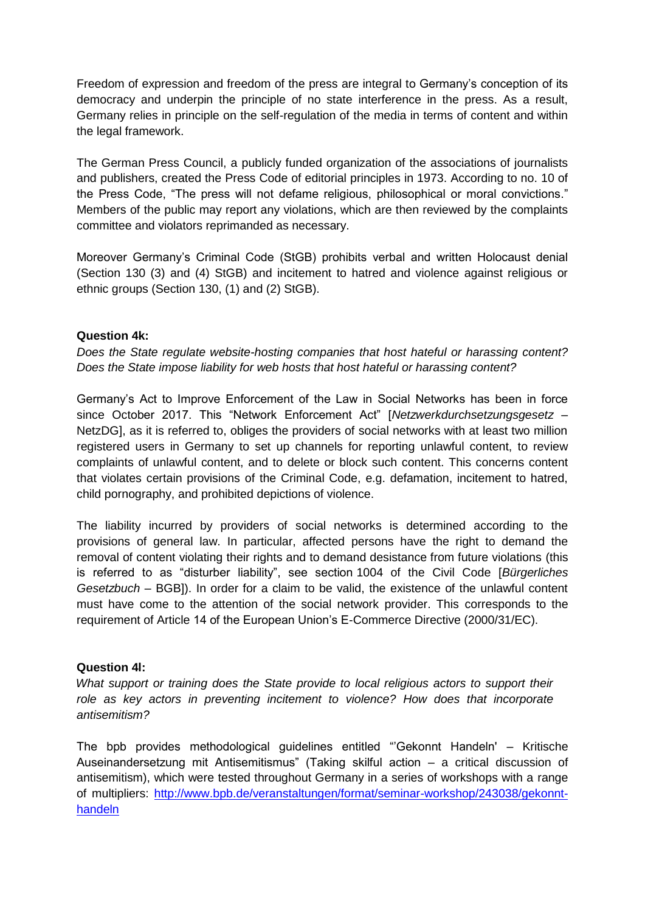Freedom of expression and freedom of the press are integral to Germany's conception of its democracy and underpin the principle of no state interference in the press. As a result, Germany relies in principle on the self-regulation of the media in terms of content and within the legal framework.

The German Press Council, a publicly funded organization of the associations of journalists and publishers, created the Press Code of editorial principles in 1973. According to no. 10 of the Press Code, "The press will not defame religious, philosophical or moral convictions." Members of the public may report any violations, which are then reviewed by the complaints committee and violators reprimanded as necessary.

Moreover Germany's Criminal Code (StGB) prohibits verbal and written Holocaust denial (Section 130 (3) and (4) StGB) and incitement to hatred and violence against religious or ethnic groups (Section 130, (1) and (2) StGB).

**Question 4k:**

*Does the State regulate website-hosting companies that host hateful or harassing content? Does the State impose liability for web hosts that host hateful or harassing content?*

Germany's Act to Improve Enforcement of the Law in Social Networks has been in force since October 2017. This "Network Enforcement Act" [*Netzwerkdurchsetzungsgesetz* – NetzDG], as it is referred to, obliges the providers of social networks with at least two million registered users in Germany to set up channels for reporting unlawful content, to review complaints of unlawful content, and to delete or block such content. This concerns content that violates certain provisions of the Criminal Code, e.g. defamation, incitement to hatred, child pornography, and prohibited depictions of violence.

The liability incurred by providers of social networks is determined according to the provisions of general law. In particular, affected persons have the right to demand the removal of content violating their rights and to demand desistance from future violations (this is referred to as "disturber liability", see section 1004 of the Civil Code [*Bürgerliches Gesetzbuch* – BGB]). In order for a claim to be valid, the existence of the unlawful content must have come to the attention of the social network provider. This corresponds to the requirement of Article 14 of the European Union's E-Commerce Directive (2000/31/EC).

**Question 4l:**

*What support or training does the State provide to local religious actors to support their role as key actors in preventing incitement to violence? How does that incorporate antisemitism?*

The bpb provides methodological guidelines entitled "'Gekonnt Handeln' – Kritische Auseinandersetzung mit Antisemitismus" (Taking skilful action – a critical discussion of antisemitism), which were tested throughout Germany in a series of workshops with a range of multipliers: http://www.bpb.de/veranstaltungen/format/seminar-workshop/243038/gekonnt-handeln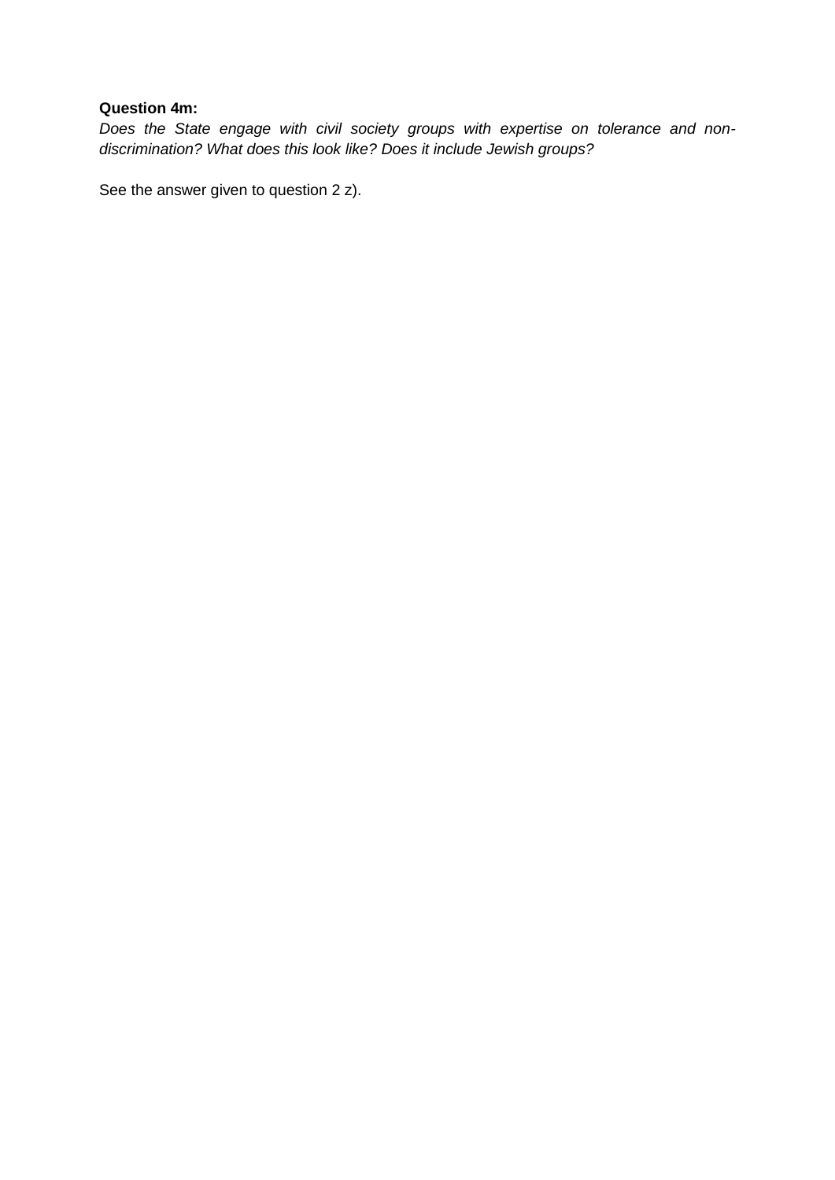**Question 4m:**

*Does the State engage with civil society groups with expertise on tolerance and non-discrimination? What does this look like? Does it include Jewish groups?*

See the answer given to question 2 z).